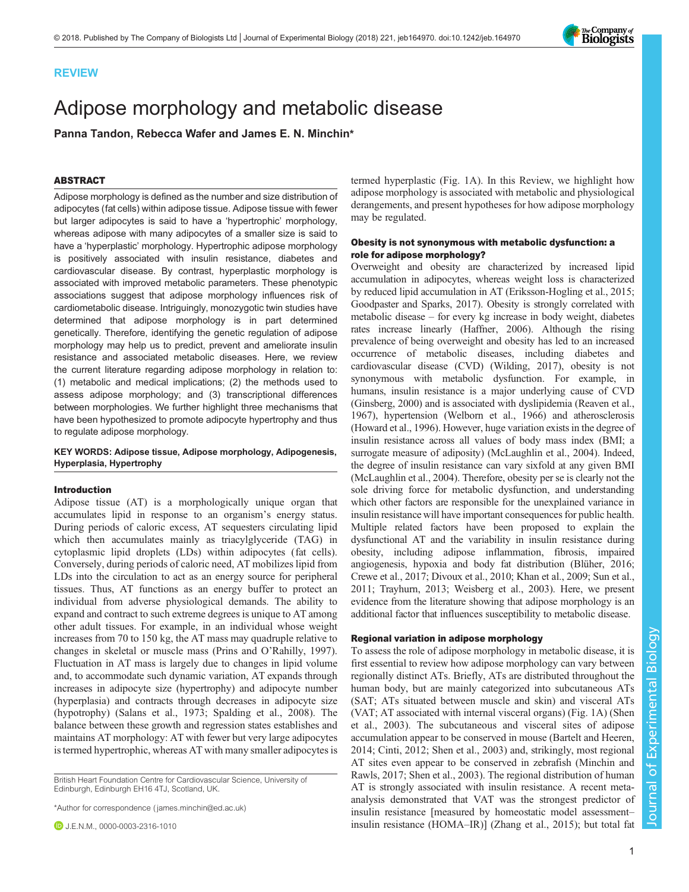REVIEW

# Adipose morphology and metabolic disease

**Panna Tandon, Rebecca Wafer and James E. N. Minchin***

## ABSTRACT

Adipose morphology is defined as the number and size distribution of adipocytes (fat cells) within adipose tissue. Adipose tissue with fewer but larger adipocytes is said to have a 'hypertrophic' morphology, whereas adipose with many adipocytes of a smaller size is said to have a 'hyperplastic' morphology. Hypertrophic adipose morphology is positively associated with insulin resistance, diabetes and cardiovascular disease. By contrast, hyperplastic morphology is associated with improved metabolic parameters. These phenotypic associations suggest that adipose morphology influences risk of cardiometabolic disease. Intriguingly, monozygotic twin studies have determined that adipose morphology is in part determined genetically. Therefore, identifying the genetic regulation of adipose morphology may help us to predict, prevent and ameliorate insulin resistance and associated metabolic diseases. Here, we review the current literature regarding adipose morphology in relation to: (1) metabolic and medical implications; (2) the methods used to assess adipose morphology; and (3) transcriptional differences between morphologies. We further highlight three mechanisms that have been hypothesized to promote adipocyte hypertrophy and thus to regulate adipose morphology.

**KEY WORDS: Adipose tissue, Adipose morphology, Adipogenesis, Hyperplasia, Hypertrophy**

## Introduction

Adipose tissue (AT) is a morphologically unique organ that accumulates lipid in response to an organism's energy status. During periods of caloric excess, AT sequesters circulating lipid which then accumulates mainly as triacylglyceride (TAG) in cytoplasmic lipid droplets (LDs) within adipocytes (fat cells). Conversely, during periods of caloric need, AT mobilizes lipid from LDs into the circulation to act as an energy source for peripheral tissues. Thus, AT functions as an energy buffer to protect an individual from adverse physiological demands. The ability to expand and contract to such extreme degrees is unique to AT among other adult tissues. For example, in an individual whose weight increases from 70 to 150 kg, the AT mass may quadruple relative to changes in skeletal or muscle mass (Prins and O'Rahilly, 1997). Fluctuation in AT mass is largely due to changes in lipid volume and, to accommodate such dynamic variation, AT expands through increases in adipocyte size (hypertrophy) and adipocyte number (hyperplasia) and contracts through decreases in adipocyte size (hypotrophy) (Salans et al., 1973; Spalding et al., 2008). The balance between these growth and regression states establishes and maintains AT morphology: AT with fewer but very large adipocytes is termed hypertrophic, whereas AT with many smaller adipocytes is termed hyperplastic (Fig. 1A). In this Review, we highlight how adipose morphology is associated with metabolic and physiological derangements, and present hypotheses for how adipose morphology may be regulated.

British Heart Foundation Centre for Cardiovascular Science, University of Edinburgh, Edinburgh EH16 4TJ, Scotland, UK.

*Author for correspondence (james.minchin@ed.ac.uk)

J.E.N.M., 0000-0003-2316-1010

## Obesity is not synonymous with metabolic dysfunction: a role for adipose morphology?

Overweight and obesity are characterized by increased lipid accumulation in adipocytes, whereas weight loss is characterized by reduced lipid accumulation in AT (Eriksson-Hogling et al., 2015; Goodpaster and Sparks, 2017). Obesity is strongly correlated with metabolic disease – for every kg increase in body weight, diabetes rates increase linearly (Haffner, 2006). Although the rising prevalence of being overweight and obesity has led to an increased occurrence of metabolic diseases, including diabetes and cardiovascular disease (CVD) (Wilding, 2017), obesity is not synonymous with metabolic dysfunction. For example, in humans, insulin resistance is a major underlying cause of CVD (Ginsberg, 2000) and is associated with dyslipidemia (Reaven et al., 1967), hypertension (Welborn et al., 1966) and atherosclerosis (Howard et al., 1996). However, huge variation exists in the degree of insulin resistance across all values of body mass index (BMI; a surrogate measure of adiposity) (McLaughlin et al., 2004). Indeed, the degree of insulin resistance can vary sixfold at any given BMI (McLaughlin et al., 2004). Therefore, obesity per se is clearly not the sole driving force for metabolic dysfunction, and understanding which other factors are responsible for the unexplained variance in insulin resistance will have important consequences for public health. Multiple related factors have been proposed to explain the dysfunctional AT and the variability in insulin resistance during obesity, including adipose inflammation, fibrosis, impaired angiogenesis, hypoxia and body fat distribution (Blüher, 2016; Crewe et al., 2017; Divoux et al., 2010; Khan et al., 2009; Sun et al., 2011; Trayhurn, 2013; Weisberg et al., 2003). Here, we present evidence from the literature showing that adipose morphology is an additional factor that influences susceptibility to metabolic disease.

## Regional variation in adipose morphology

To assess the role of adipose morphology in metabolic disease, it is first essential to review how adipose morphology can vary between regionally distinct ATs. Briefly, ATs are distributed throughout the human body, but are mainly categorized into subcutaneous ATs (SAT; ATs situated between muscle and skin) and visceral ATs (VAT; AT associated with internal visceral organs) (Fig. 1A) (Shen et al., 2003). The subcutaneous and visceral sites of adipose accumulation appear to be conserved in mouse (Bartelt and Heeren, 2014; Cinti, 2012; Shen et al., 2003) and, strikingly, most regional AT sites even appear to be conserved in zebrafish (Minchin and Rawls, 2017; Shen et al., 2003). The regional distribution of human AT is strongly associated with insulin resistance. A recent meta-analysis demonstrated that VAT was the strongest predictor of insulin resistance [measured by homeostatic model assessment–insulin resistance (HOMA–IR)] (Zhang et al., 2015); but total fat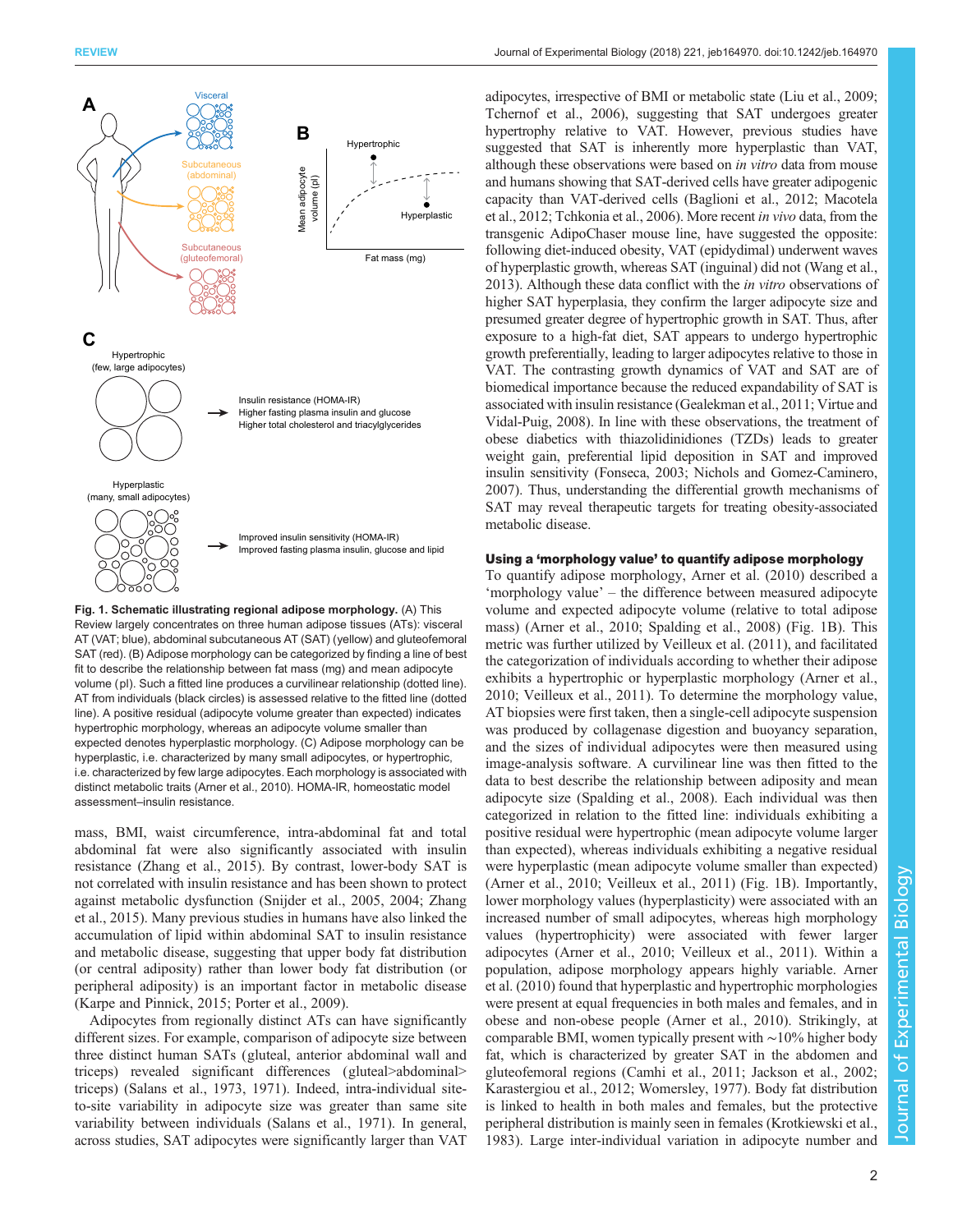Fig. 1. Schematic illustrating regional adipose morphology. (A) This Review largely concentrates on three human adipose tissues (ATs): visceral AT (VAT; blue), abdominal subcutaneous AT (SAT) (yellow) and gluteofemoral SAT (red). (B) Adipose morphology can be categorized by finding a line of best fit to describe the relationship between fat mass (mg) and mean adipocyte volume (pl). Such a fitted line produces a curvilinear relationship (dotted line). AT from individuals (black circles) is assessed relative to the fitted line (dotted line). A positive residual (adipocyte volume greater than expected) indicates hypertrophic morphology, whereas an adipocyte volume smaller than expected denotes hyperplastic morphology. (C) Adipose morphology can be hyperplastic, i.e. characterized by many small adipocytes, or hypertrophic, i.e. characterized by few large adipocytes. Each morphology is associated with distinct metabolic traits (Arner et al., 2010). HOMA-IR, homeostatic model assessment–insulin resistance.

mass, BMI, waist circumference, intra-abdominal fat and total abdominal fat were also significantly associated with insulin resistance (Zhang et al., 2015). By contrast, lower-body SAT is not correlated with insulin resistance and has been shown to protect against metabolic dysfunction (Snijder et al., 2005, 2004; Zhang et al., 2015). Many previous studies in humans have also linked the accumulation of lipid within abdominal SAT to insulin resistance and metabolic disease, suggesting that upper body fat distribution (or central adiposity) rather than lower body fat distribution (or peripheral adiposity) is an important factor in metabolic disease (Karpe and Pinnick, 2015; Porter et al., 2009).

Adipocytes from regionally distinct ATs can have significantly different sizes. For example, comparison of adipocyte size between three distinct human SATs (gluteal, anterior abdominal wall and triceps) revealed significant differences (gluteal>abdominal>triceps) (Salans et al., 1973, 1971). Indeed, intra-individual site-to-site variability in adipocyte size was greater than same site variability between individuals (Salans et al., 1971). In general, across studies, SAT adipocytes were significantly larger than VAT adipocytes, irrespective of BMI or metabolic state (Liu et al., 2009; Tchernof et al., 2006), suggesting that SAT undergoes greater hypertrophy relative to VAT. However, previous studies have suggested that SAT is inherently more hyperplastic than VAT, although these observations were based on *in vitro* data from mouse and humans showing that SAT-derived cells have greater adipogenic capacity than VAT-derived cells (Baglioni et al., 2012; Macotela et al., 2012; Tchkonia et al., 2006). More recent *in vivo* data, from the transgenic AdipoChaser mouse line, have suggested the opposite: following diet-induced obesity, VAT (epididymal) underwent waves of hyperplastic growth, whereas SAT (inguinal) did not (Wang et al., 2013). Although these data conflict with the *in vitro* observations of higher SAT hyperplasia, they confirm the larger adipocyte size and presumed greater degree of hypertrophic growth in SAT. Thus, after exposure to a high-fat diet, SAT appears to undergo hypertrophic growth preferentially, leading to larger adipocytes relative to those in VAT. The contrasting growth dynamics of VAT and SAT are of biomedical importance because the reduced expandability of SAT is associated with insulin resistance (Gealekman et al., 2011; Virtue and Vidal-Puig, 2008). In line with these observations, the treatment of obese diabetics with thiazolidinidiones (TZDs) leads to greater weight gain, preferential lipid deposition in SAT and improved insulin sensitivity (Fonseca, 2003; Nichols and Gomez-Caminero, 2007). Thus, understanding the differential growth mechanisms of SAT may reveal therapeutic targets for treating obesity-associated metabolic disease.

## Using a 'morphology value' to quantify adipose morphology

To quantify adipose morphology, Arner et al. (2010) described a 'morphology value' – the difference between measured adipocyte volume and expected adipocyte volume (relative to total adipose mass) (Arner et al., 2010; Spalding et al., 2008) (Fig. 1B). This metric was further utilized by Veilleux et al. (2011), and facilitated the categorization of individuals according to whether their adipose exhibits a hypertrophic or hyperplastic morphology (Arner et al., 2010; Veilleux et al., 2011). To determine the morphology value, AT biopsies were first taken, then a single-cell adipocyte suspension was produced by collagenase digestion and buoyancy separation, and the sizes of individual adipocytes were then measured using image-analysis software. A curvilinear line was then fitted to the data to best describe the relationship between adiposity and mean adipocyte size (Spalding et al., 2008). Each individual was then categorized in relation to the fitted line: individuals exhibiting a positive residual were hypertrophic (mean adipocyte volume larger than expected), whereas individuals exhibiting a negative residual were hyperplastic (mean adipocyte volume smaller than expected) (Arner et al., 2010; Veilleux et al., 2011) (Fig. 1B). Importantly, lower morphology values (hyperplasticity) were associated with an increased number of small adipocytes, whereas high morphology values (hypertrophicity) were associated with fewer larger adipocytes (Arner et al., 2010; Veilleux et al., 2011). Within a population, adipose morphology appears highly variable. Arner et al. (2010) found that hyperplastic and hypertrophic morphologies were present at equal frequencies in both males and females, and in obese and non-obese people (Arner et al., 2010). Strikingly, at comparable BMI, women typically present with ∼10% higher body fat, which is characterized by greater SAT in the abdomen and gluteofemoral regions (Camhi et al., 2011; Jackson et al., 2002; Karastergiou et al., 2012; Womersley, 1977). Body fat distribution is linked to health in both males and females, but the protective peripheral distribution is mainly seen in females (Krotkiewski et al., 1983). Large inter-individual variation in adipocyte number and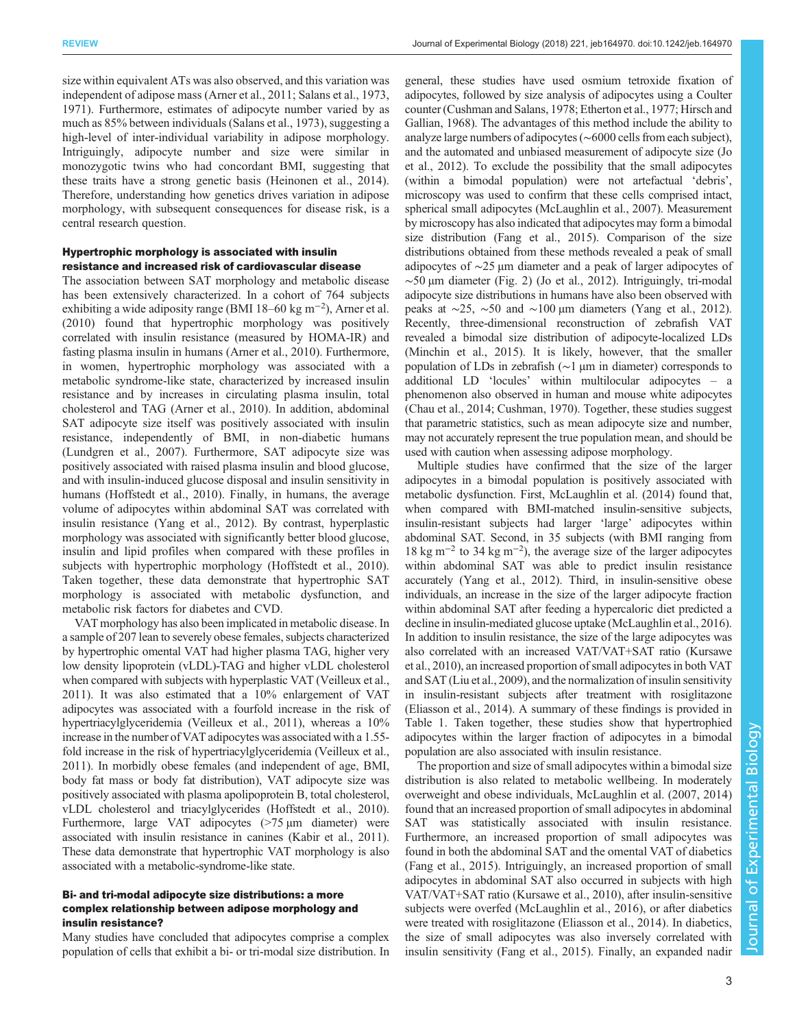size within equivalent ATs was also observed, and this variation was independent of adipose mass (Arner et al., 2011; Salans et al., 1973, 1971). Furthermore, estimates of adipocyte number varied by as much as 85% between individuals (Salans et al., 1973), suggesting a high-level of inter-individual variability in adipose morphology. Intriguingly, adipocyte number and size were similar in monozygotic twins who had concordant BMI, suggesting that these traits have a strong genetic basis (Heinonen et al., 2014). Therefore, understanding how genetics drives variation in adipose morphology, with subsequent consequences for disease risk, is a central research question.

### Hypertrophic morphology is associated with insulin resistance and increased risk of cardiovascular disease

The association between SAT morphology and metabolic disease has been extensively characterized. In a cohort of 764 subjects exhibiting a wide adiposity range (BMI 18–60 kg $m^{-2}$), Arner et al. (2010) found that hypertrophic morphology was positively correlated with insulin resistance (measured by HOMA-IR) and fasting plasma insulin in humans (Arner et al., 2010). Furthermore, in women, hypertrophic morphology was associated with a metabolic syndrome-like state, characterized by increased insulin resistance and by increases in circulating plasma insulin, total cholesterol and TAG (Arner et al., 2010). In addition, abdominal SAT adipocyte size itself was positively associated with insulin resistance, independently of BMI, in non-diabetic humans (Lundgren et al., 2007). Furthermore, SAT adipocyte size was positively associated with raised plasma insulin and blood glucose, and with insulin-induced glucose disposal and insulin sensitivity in humans (Hoffstedt et al., 2010). Finally, in humans, the average volume of adipocytes within abdominal SAT was correlated with insulin resistance (Yang et al., 2012). By contrast, hyperplastic morphology was associated with significantly better blood glucose, insulin and lipid profiles when compared with these profiles in subjects with hypertrophic morphology (Hoffstedt et al., 2010). Taken together, these data demonstrate that hypertrophic SAT morphology is associated with metabolic dysfunction, and metabolic risk factors for diabetes and CVD.

VAT morphology has also been implicated in metabolic disease. In a sample of 207 lean to severely obese females, subjects characterized by hypertrophic omental VAT had higher plasma TAG, higher very low density lipoprotein (vLDL)-TAG and higher vLDL cholesterol when compared with subjects with hyperplastic VAT (Veilleux et al., 2011). It was also estimated that a 10% enlargement of VAT adipocytes was associated with a fourfold increase in the risk of hypertriacylglyceridemia (Veilleux et al., 2011), whereas a 10% increase in the number of VAT adipocytes was associated with a 1.55-fold increase in the risk of hypertriacylglyceridemia (Veilleux et al., 2011). In morbidly obese females (and independent of age, BMI, body fat mass or body fat distribution), VAT adipocyte size was positively associated with plasma apolipoprotein B, total cholesterol, vLDL cholesterol and triacylglycerides (Hoffstedt et al., 2010). Furthermore, large VAT adipocytes (>75 µm diameter) were associated with insulin resistance in canines (Kabir et al., 2011). These data demonstrate that hypertrophic VAT morphology is also associated with a metabolic-syndrome-like state.

### Bi- and tri-modal adipocyte size distributions: a more complex relationship between adipose morphology and insulin resistance?

Many studies have concluded that adipocytes comprise a complex population of cells that exhibit a bi- or tri-modal size distribution. In general, these studies have used osmium tetroxide fixation of adipocytes, followed by size analysis of adipocytes using a Coulter counter (Cushman and Salans, 1978; Etherton et al., 1977; Hirsch and Gallian, 1968). The advantages of this method include the ability to analyze large numbers of adipocytes (∼6000 cells from each subject), and the automated and unbiased measurement of adipocyte size (Jo et al., 2012). To exclude the possibility that the small adipocytes (within a bimodal population) were not artefactual 'debris', microscopy was used to confirm that these cells comprised intact, spherical small adipocytes (McLaughlin et al., 2007). Measurement by microscopy has also indicated that adipocytes may form a bimodal size distribution (Fang et al., 2015). Comparison of the size distributions obtained from these methods revealed a peak of small adipocytes of ∼25 µm diameter and a peak of larger adipocytes of ∼50 µm diameter (Fig. 2) (Jo et al., 2012). Intriguingly, tri-modal adipocyte size distributions in humans have also been observed with peaks at ∼25, ∼50 and ∼100 µm diameters (Yang et al., 2012). Recently, three-dimensional reconstruction of zebrafish VAT revealed a bimodal size distribution of adipocyte-localized LDs (Minchin et al., 2015). It is likely, however, that the smaller population of LDs in zebrafish (∼1 µm in diameter) corresponds to additional LD 'locules' within multilocular adipocytes – a phenomenon also observed in human and mouse white adipocytes (Chau et al., 2014; Cushman, 1970). Together, these studies suggest that parametric statistics, such as mean adipocyte size and number, may not accurately represent the true population mean, and should be used with caution when assessing adipose morphology.

Multiple studies have confirmed that the size of the larger adipocytes in a bimodal population is positively associated with metabolic dysfunction. First, McLaughlin et al. (2014) found that, when compared with BMI-matched insulin-sensitive subjects, insulin-resistant subjects had larger 'large' adipocytes within abdominal SAT. Second, in 35 subjects (with BMI ranging from 18 kg $m^{-2}$ to 34 kg $m^{-2}$), the average size of the larger adipocytes within abdominal SAT was able to predict insulin resistance accurately (Yang et al., 2012). Third, in insulin-sensitive obese individuals, an increase in the size of the larger adipocyte fraction within abdominal SAT after feeding a hypercaloric diet predicted a decline in insulin-mediated glucose uptake (McLaughlin et al., 2016). In addition to insulin resistance, the size of the large adipocytes was also correlated with an increased VAT/VAT+SAT ratio (Kursawe et al., 2010), an increased proportion of small adipocytes in both VAT and SAT (Liu et al., 2009), and the normalization of insulin sensitivity in insulin-resistant subjects after treatment with rosiglitazone (Eliasson et al., 2014). A summary of these findings is provided in Table 1. Taken together, these studies show that hypertrophied adipocytes within the larger fraction of adipocytes in a bimodal population are also associated with insulin resistance.

The proportion and size of small adipocytes within a bimodal size distribution is also related to metabolic wellbeing. In moderately overweight and obese individuals, McLaughlin et al. (2007, 2014) found that an increased proportion of small adipocytes in abdominal SAT was statistically associated with insulin resistance. Furthermore, an increased proportion of small adipocytes was found in both the abdominal SAT and the omental VAT of diabetics (Fang et al., 2015). Intriguingly, an increased proportion of small adipocytes in abdominal SAT also occurred in subjects with high VAT/VAT+SAT ratio (Kursawe et al., 2010), after insulin-sensitive subjects were overfed (McLaughlin et al., 2016), or after diabetics were treated with rosiglitazone (Eliasson et al., 2014). In diabetics, the size of small adipocytes was also inversely correlated with insulin sensitivity (Fang et al., 2015). Finally, an expanded nadir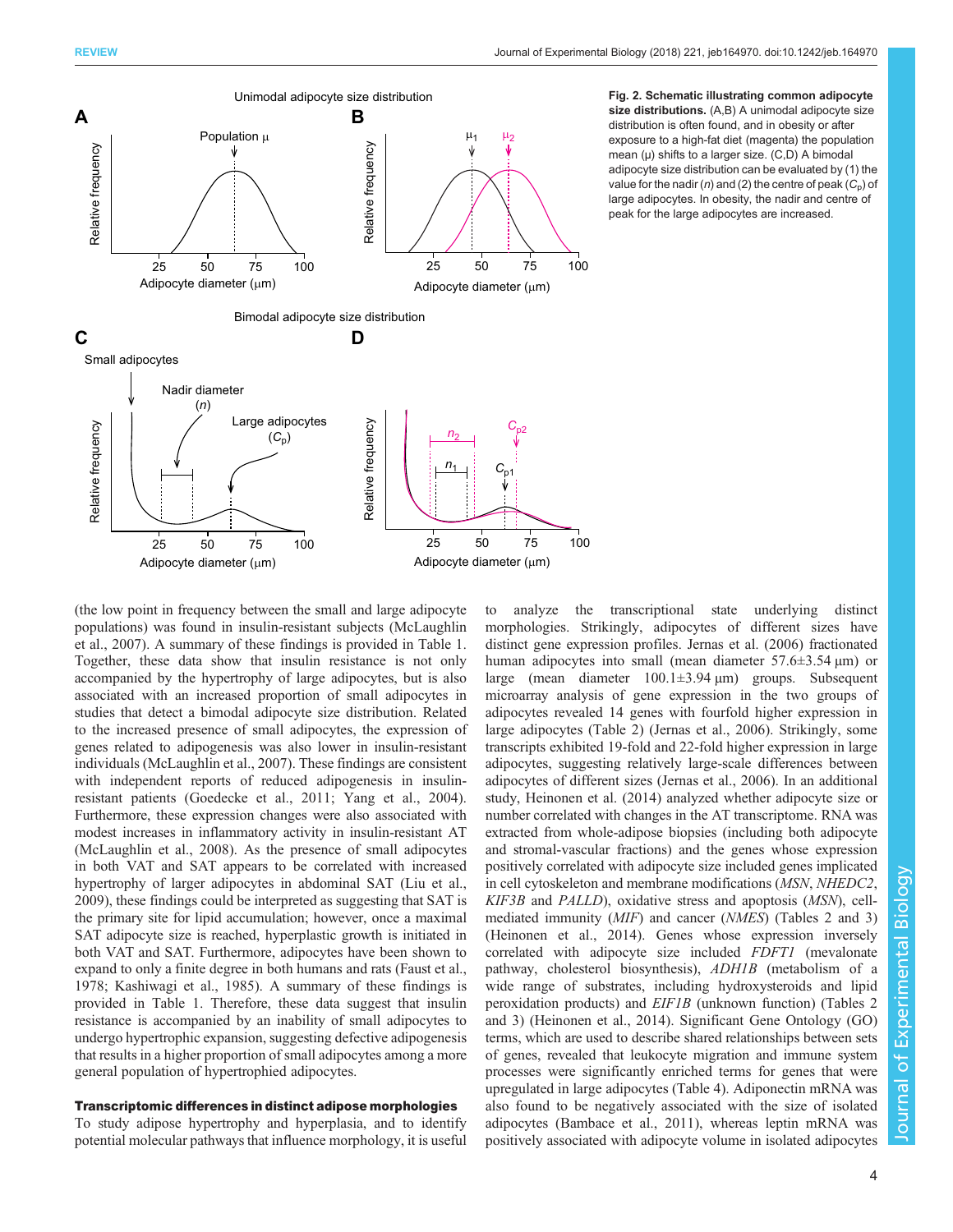Fig. 2. Schematic illustrating common adipocyte size distributions. (A,B) A unimodal adipocyte size distribution is often found, and in obesity or after exposure to a high-fat diet (magenta) the population mean (μ) shifts to a larger size. (C,D) A bimodal adipocyte size distribution can be evaluated by (1) the value for the nadir (*n*) and (2) the centre of peak ($C_p$) of large adipocytes. In obesity, the nadir and centre of peak for the large adipocytes are increased.

(the low point in frequency between the small and large adipocyte populations) was found in insulin-resistant subjects (McLaughlin et al., 2007). A summary of these findings is provided in Table 1. Together, these data show that insulin resistance is not only accompanied by the hypertrophy of large adipocytes, but is also associated with an increased proportion of small adipocytes in studies that detect a bimodal adipocyte size distribution. Related to the increased presence of small adipocytes, the expression of genes related to adipogenesis was also lower in insulin-resistant individuals (McLaughlin et al., 2007). These findings are consistent with independent reports of reduced adipogenesis in insulin-resistant patients (Goedecke et al., 2011; Yang et al., 2004). Furthermore, these expression changes were also associated with modest increases in inflammatory activity in insulin-resistant AT (McLaughlin et al., 2008). As the presence of small adipocytes in both VAT and SAT appears to be correlated with increased hypertrophy of larger adipocytes in abdominal SAT (Liu et al., 2009), these findings could be interpreted as suggesting that SAT is the primary site for lipid accumulation; however, once a maximal SAT adipocyte size is reached, hyperplastic growth is initiated in both VAT and SAT. Furthermore, adipocytes have been shown to expand to only a finite degree in both humans and rats (Faust et al., 1978; Kashiwagi et al., 1985). A summary of these findings is provided in Table 1. Therefore, these data suggest that insulin resistance is accompanied by an inability of small adipocytes to undergo hypertrophic expansion, suggesting defective adipogenesis that results in a higher proportion of small adipocytes among a more general population of hypertrophied adipocytes.

## Transcriptomic differences in distinct adipose morphologies

To study adipose hypertrophy and hyperplasia, and to identify potential molecular pathways that influence morphology, it is useful to analyze the transcriptional state underlying distinct morphologies. Strikingly, adipocytes of different sizes have distinct gene expression profiles. Jernas et al. (2006) fractionated human adipocytes into small (mean diameter 57.6±3.54 µm) or large (mean diameter 100.1±3.94 µm) groups. Subsequent microarray analysis of gene expression in the two groups of adipocytes revealed 14 genes with fourfold higher expression in large adipocytes (Table 2) (Jernas et al., 2006). Strikingly, some transcripts exhibited 19-fold and 22-fold higher expression in large adipocytes, suggesting relatively large-scale differences between adipocytes of different sizes (Jernas et al., 2006). In an additional study, Heinonen et al. (2014) analyzed whether adipocyte size or number correlated with changes in the AT transcriptome. RNA was extracted from whole-adipose biopsies (including both adipocyte and stromal-vascular fractions) and the genes whose expression positively correlated with adipocyte size included genes implicated in cell cytoskeleton and membrane modifications (*MSN*, *NHEDC2*, *KIF3B* and *PALLD*), oxidative stress and apoptosis (*MSN*), cell-mediated immunity (*MIF*) and cancer (*NMES*) (Tables 2 and 3) (Heinonen et al., 2014). Genes whose expression inversely correlated with adipocyte size included *FDFT1* (mevalonate pathway, cholesterol biosynthesis), *ADH1B* (metabolism of a wide range of substrates, including hydroxysteroids and lipid peroxidation products) and *EIF1B* (unknown function) (Tables 2 and 3) (Heinonen et al., 2014). Significant Gene Ontology (GO) terms, which are used to describe shared relationships between sets of genes, revealed that leukocyte migration and immune system processes were significantly enriched terms for genes that were upregulated in large adipocytes (Table 4). Adiponectin mRNA was also found to be negatively associated with the size of isolated adipocytes (Bambace et al., 2011), whereas leptin mRNA was positively associated with adipocyte volume in isolated adipocytes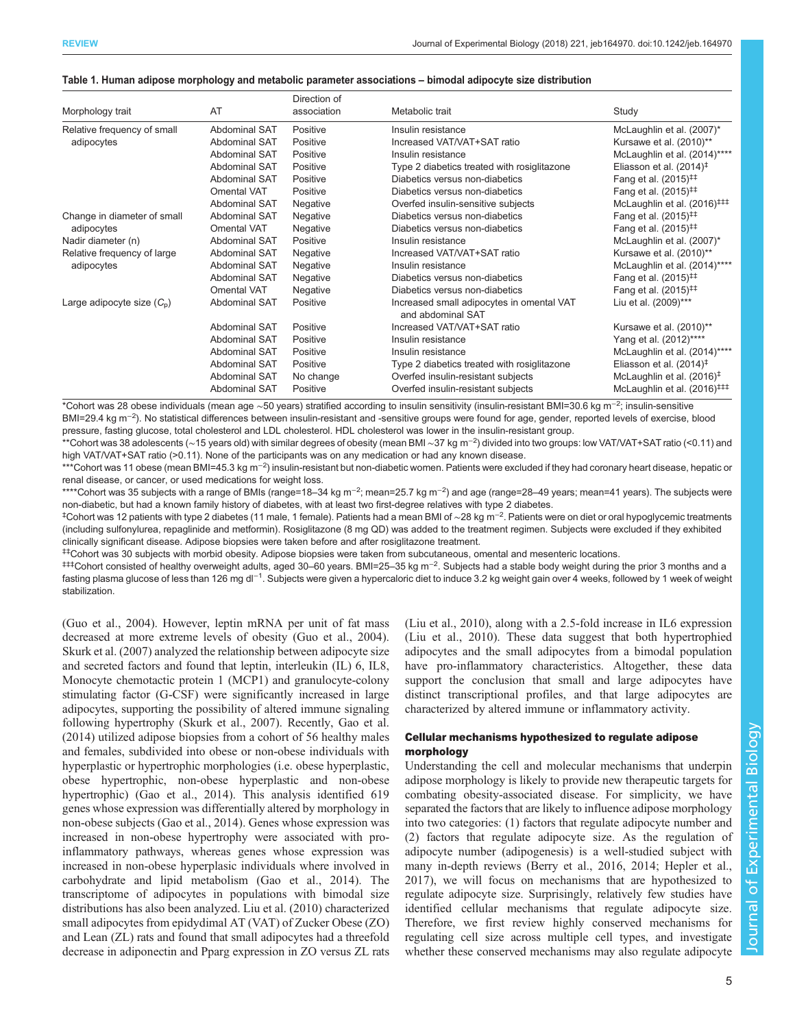**Table 1. Human adipose morphology and metabolic parameter associations – bimodal adipocyte size distribution**

| Morphology trait | AT | Direction of association | Metabolic trait | Study |
|---|---|---|---|---|
| Relative frequency of small adipocytes | Abdominal SAT | Positive | Insulin resistance | McLaughlin et al. (2007)* |
| | Abdominal SAT | Positive | Increased VAT/VAT+SAT ratio | Kursawe et al. (2010)** |
| | Abdominal SAT | Positive | Insulin resistance | McLaughlin et al. (2014)**** |
| | Abdominal SAT | Positive | Type 2 diabetics treated with rosiglitazone | Eliasson et al. (2014)‡ |
| | Abdominal SAT | Positive | Diabetics versus non-diabetics | Fang et al. (2015)‡‡ |
| | Omental VAT | Positive | Diabetics versus non-diabetics | Fang et al. (2015)‡‡ |
| | Abdominal SAT | Negative | Overfed insulin-sensitive subjects | McLaughlin et al. (2016)‡‡‡ |
| Change in diameter of small adipocytes | Abdominal SAT | Negative | Diabetics versus non-diabetics | Fang et al. (2015)‡‡ |
| | Omental VAT | Negative | Diabetics versus non-diabetics | Fang et al. (2015)‡‡ |
| Nadir diameter (n) | Abdominal SAT | Positive | Insulin resistance | McLaughlin et al. (2007)* |
| Relative frequency of large adipocytes | Abdominal SAT | Negative | Increased VAT/VAT+SAT ratio | Kursawe et al. (2010)** |
| | Abdominal SAT | Negative | Insulin resistance | McLaughlin et al. (2014)**** |
| | Abdominal SAT | Negative | Diabetics versus non-diabetics | Fang et al. (2015)‡‡ |
| | Omental VAT | Negative | Diabetics versus non-diabetics | Fang et al. (2015)‡‡ |
| Large adipocyte size ($C_p$) | Abdominal SAT | Positive | Increased small adipocytes in omental VAT and abdominal SAT | Liu et al. (2009)*** |
| | Abdominal SAT | Positive | Increased VAT/VAT+SAT ratio | Kursawe et al. (2010)** |
| | Abdominal SAT | Positive | Insulin resistance | Yang et al. (2012)**** |
| | Abdominal SAT | Positive | Insulin resistance | McLaughlin et al. (2014)**** |
| | Abdominal SAT | Positive | Type 2 diabetics treated with rosiglitazone | Eliasson et al. (2014)‡ |
| | Abdominal SAT | No change | Overfed insulin-resistant subjects | McLaughlin et al. (2016)‡ |
| | Abdominal SAT | Positive | Overfed insulin-resistant subjects | McLaughlin et al. (2016)‡‡‡ |

*Cohort was 28 obese individuals (mean age ~50 years) stratified according to insulin sensitivity (insulin-resistant BMI=30.6 kg m$^{-2}$; insulin-sensitive BMI=29.4 kg m$^{-2}$). No statistical differences between insulin-resistant and -sensitive groups were found for age, gender, reported levels of exercise, blood pressure, fasting glucose, total cholesterol and LDL cholesterol. HDL cholesterol was lower in the insulin-resistant group.
**Cohort was 38 adolescents (~15 years old) with similar degrees of obesity (mean BMI ~37 kg m$^{-2}$) divided into two groups: low VAT/VAT+SAT ratio (<0.11) and high VAT/VAT+SAT ratio (>0.11). None of the participants was on any medication or had any known disease.
***Cohort was 11 obese (mean BMI=45.3 kg m$^{-2}$) insulin-resistant but non-diabetic women. Patients were excluded if they had coronary heart disease, hepatic or renal disease, or cancer, or used medications for weight loss.
****Cohort was 35 subjects with a range of BMIs (range=18–34 kg m$^{-2}$; mean=25.7 kg m$^{-2}$) and age (range=28–49 years; mean=41 years). The subjects were non-diabetic, but had a known family history of diabetes, with at least two first-degree relatives with type 2 diabetes.
‡Cohort was 12 patients with type 2 diabetes (11 male, 1 female). Patients had a mean BMI of ~28 kg m$^{-2}$. Patients were on diet or oral hypoglycemic treatments (including sulfonylurea, repaglinide and metformin). Rosiglitazone (8 mg QD) was added to the treatment regimen. Subjects were excluded if they exhibited clinically significant disease. Adipose biopsies were taken before and after rosiglitazone treatment.
‡‡Cohort was 30 subjects with morbid obesity. Adipose biopsies were taken from subcutaneous, omental and mesenteric locations.
‡‡‡Cohort consisted of healthy overweight adults, aged 30–60 years. BMI=25–35 kg m$^{-2}$. Subjects had a stable body weight during the prior 3 months and a fasting plasma glucose of less than 126 mg dl$^{-1}$. Subjects were given a hypercaloric diet to induce 3.2 kg weight gain over 4 weeks, followed by 1 week of weight stabilization.

(Guo et al., 2004). However, leptin mRNA per unit of fat mass decreased at more extreme levels of obesity (Guo et al., 2004). Skurk et al. (2007) analyzed the relationship between adipocyte size and secreted factors and found that leptin, interleukin (IL) 6, IL8, Monocyte chemotactic protein 1 (MCP1) and granulocyte-colony stimulating factor (G-CSF) were significantly increased in large adipocytes, supporting the possibility of altered immune signaling following hypertrophy (Skurk et al., 2007). Recently, Gao et al. (2014) utilized adipose biopsies from a cohort of 56 healthy males and females, subdivided into obese or non-obese individuals with hyperplastic or hypertrophic morphologies (i.e. obese hyperplastic, obese hypertrophic, non-obese hyperplastic and non-obese hypertrophic) (Gao et al., 2014). This analysis identified 619 genes whose expression was differentially altered by morphology in non-obese subjects (Gao et al., 2014). Genes whose expression was increased in non-obese hypertrophy were associated with pro-inflammatory pathways, whereas genes whose expression was increased in non-obese hyperplastic individuals where involved in carbohydrate and lipid metabolism (Gao et al., 2014). The transcriptome of adipocytes in populations with bimodal size distributions has also been analyzed. Liu et al. (2010) characterized small adipocytes from epididymal AT (VAT) of Zucker Obese (ZO) and Lean (ZL) rats and found that small adipocytes had a threefold decrease in adiponectin and Pparg expression in ZO versus ZL rats (Liu et al., 2010), along with a 2.5-fold increase in IL6 expression (Liu et al., 2010). These data suggest that both hypertrophied adipocytes and the small adipocytes from a bimodal population have pro-inflammatory characteristics. Altogether, these data support the conclusion that small and large adipocytes have distinct transcriptional profiles, and that large adipocytes are characterized by altered immune or inflammatory activity.

## Cellular mechanisms hypothesized to regulate adipose morphology

Understanding the cell and molecular mechanisms that underpin adipose morphology is likely to provide new therapeutic targets for combating obesity-associated disease. For simplicity, we have separated the factors that are likely to influence adipose morphology into two categories: (1) factors that regulate adipocyte number and (2) factors that regulate adipocyte size. As the regulation of adipocyte number (adipogenesis) is a well-studied subject with many in-depth reviews (Berry et al., 2016, 2014; Hepler et al., 2017), we will focus on mechanisms that are hypothesized to regulate adipocyte size. Surprisingly, relatively few studies have identified cellular mechanisms that regulate adipocyte size. Therefore, we first review highly conserved mechanisms for regulating cell size across multiple cell types, and investigate whether these conserved mechanisms may also regulate adipocyte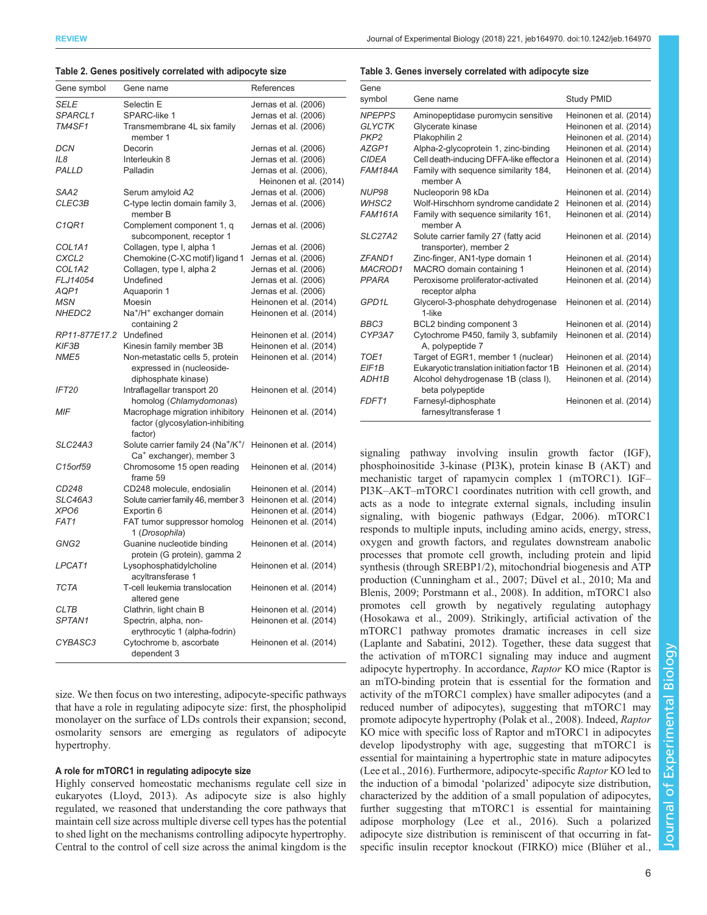**Table 2. Genes positively correlated with adipocyte size**

| Gene symbol | Gene name | References |
|---|---|---|
| *SELE* | Selectin E | Jernas et al. (2006) |
| *SPARCL1* | SPARC-like 1 | Jernas et al. (2006) |
| *TM4SF1* | Transmembrane 4L six family member 1 | Jernas et al. (2006) |
| *DCN* | Decorin | Jernas et al. (2006) |
| *IL8* | Interleukin 8 | Jernas et al. (2006) |
| *PALLD* | Palladin | Jernas et al. (2006), Heinonen et al. (2014) |
| *SAA2* | Serum amyloid A2 | Jernas et al. (2006) |
| *CLEC3B* | C-type lectin domain family 3, member B | Jernas et al. (2006) |
| *C1QR1* | Complement component 1, q subcomponent, receptor 1 | Jernas et al. (2006) |
| *COL1A1* | Collagen, type I, alpha 1 | Jernas et al. (2006) |
| *CXCL2* | Chemokine (C-XC motif) ligand 1 | Jernas et al. (2006) |
| *COL1A2* | Collagen, type I, alpha 2 | Jernas et al. (2006) |
| *FLJ14054* | Undefined | Jernas et al. (2006) |
| *AQP1* | Aquaporin 1 | Jernas et al. (2006) |
| *MSN* | Moesin | Heinonen et al. (2014) |
| *NHEDC2* | Na$^+$/H$^+$ exchanger domain containing 2 | Heinonen et al. (2014) |
| *RP11-877E17.2* | Undefined | Heinonen et al. (2014) |
| *KIF3B* | Kinesin family member 3B | Heinonen et al. (2014) |
| *NME5* | Non-metastatic cells 5, protein expressed in (nucleoside-diphosphate kinase) | Heinonen et al. (2014) |
| *IFT20* | Intraflagellar transport 20 homolog (*Chlamydomonas*) | Heinonen et al. (2014) |
| *MIF* | Macrophage migration inhibitory factor (glycosylation-inhibiting factor) | Heinonen et al. (2014) |
| *SLC24A3* | Solute carrier family 24 (Na$^+$/K$^+$/Ca$^+$ exchanger), member 3 | Heinonen et al. (2014) |
| *C15orf59* | Chromosome 15 open reading frame 59 | Heinonen et al. (2014) |
| *CD248* | CD248 molecule, endosialin | Heinonen et al. (2014) |
| *SLC46A3* | Solute carrier family 46, member 3 | Heinonen et al. (2014) |
| *XPO6* | Exportin 6 | Heinonen et al. (2014) |
| *FAT1* | FAT tumor suppressor homolog 1 (*Drosophila*) | Heinonen et al. (2014) |
| *GNG2* | Guanine nucleotide binding protein (G protein), gamma 2 | Heinonen et al. (2014) |
| *LPCAT1* | Lysophosphatidylcholine acyltransferase 1 | Heinonen et al. (2014) |
| *TCTA* | T-cell leukemia translocation altered gene | Heinonen et al. (2014) |
| *CLTB* | Clathrin, light chain B | Heinonen et al. (2014) |
| *SPTAN1* | Spectrin, alpha, non-erythrocytic 1 (alpha-fodrin) | Heinonen et al. (2014) |
| *CYBASC3* | Cytochrome b, ascorbate dependent 3 | Heinonen et al. (2014) |

size. We then focus on two interesting, adipocyte-specific pathways that have a role in regulating adipocyte size: first, the phospholipid monolayer on the surface of LDs controls their expansion; second, osmolarity sensors are emerging as regulators of adipocyte hypertrophy.

### A role for mTORC1 in regulating adipocyte size

Highly conserved homeostatic mechanisms regulate cell size in eukaryotes (Lloyd, 2013). As adipocyte size is also highly regulated, we reasoned that understanding the core pathways that maintain cell size across multiple diverse cell types has the potential to shed light on the mechanisms controlling adipocyte hypertrophy. Central to the control of cell size across the animal kingdom is the

**Table 3. Genes inversely correlated with adipocyte size**

| Gene symbol | Gene name | Study PMID |
|---|---|---|
| *NPEPPS* | Aminopeptidase puromycin sensitive | Heinonen et al. (2014) |
| *GLYCTK* | Glycerate kinase | Heinonen et al. (2014) |
| *PKP2* | Plakophilin 2 | Heinonen et al. (2014) |
| *AZGP1* | Alpha-2-glycoprotein 1, zinc-binding | Heinonen et al. (2014) |
| *CIDEA* | Cell death-inducing DFFA-like effector a | Heinonen et al. (2014) |
| *FAM184A* | Family with sequence similarity 184, member A | Heinonen et al. (2014) |
| *NUP98* | Nucleoporin 98 kDa | Heinonen et al. (2014) |
| *WHSC2* | Wolf-Hirschhorn syndrome candidate 2 | Heinonen et al. (2014) |
| *FAM161A* | Family with sequence similarity 161, member A | Heinonen et al. (2014) |
| *SLC27A2* | Solute carrier family 27 (fatty acid transporter), member 2 | Heinonen et al. (2014) |
| *ZFAND1* | Zinc-finger, AN1-type domain 1 | Heinonen et al. (2014) |
| *MACROD1* | MACRO domain containing 1 | Heinonen et al. (2014) |
| *PPARA* | Peroxisome proliferator-activated receptor alpha | Heinonen et al. (2014) |
| *GPD1L* | Glycerol-3-phosphate dehydrogenase 1-like | Heinonen et al. (2014) |
| *BBC3* | BCL2 binding component 3 | Heinonen et al. (2014) |
| *CYP3A7* | Cytochrome P450, family 3, subfamily A, polypeptide 7 | Heinonen et al. (2014) |
| *TOE1* | Target of EGR1, member 1 (nuclear) | Heinonen et al. (2014) |
| *EIF1B* | Eukaryotic translation initiation factor 1B | Heinonen et al. (2014) |
| *ADH1B* | Alcohol dehydrogenase 1B (class I), beta polypeptide | Heinonen et al. (2014) |
| *FDFT1* | Farnesyl-diphosphate farnesyltransferase 1 | Heinonen et al. (2014) |

signaling pathway involving insulin growth factor (IGF), phosphoinositide 3-kinase (PI3K), protein kinase B (AKT) and mechanistic target of rapamycin complex 1 (mTORC1). IGF–PI3K–AKT–mTORC1 coordinates nutrition with cell growth, and acts as a node to integrate external signals, including insulin signaling, with biogenic pathways (Edgar, 2006). mTORC1 responds to multiple inputs, including amino acids, energy, stress, oxygen and growth factors, and regulates downstream anabolic processes that promote cell growth, including protein and lipid synthesis (through SREBP1/2), mitochondrial biogenesis and ATP production (Cunningham et al., 2007; Düvel et al., 2010; Ma and Blenis, 2009; Porstmann et al., 2008). In addition, mTORC1 also promotes cell growth by negatively regulating autophagy (Hosokawa et al., 2009). Strikingly, artificial activation of the mTORC1 pathway promotes dramatic increases in cell size (Laplante and Sabatini, 2012). Together, these data suggest that the activation of mTORC1 signaling may induce and augment adipocyte hypertrophy. In accordance, *Raptor* KO mice (Raptor is an mTO-binding protein that is essential for the formation and activity of the mTORC1 complex) have smaller adipocytes (and a reduced number of adipocytes), suggesting that mTORC1 may promote adipocyte hypertrophy (Polak et al., 2008). Indeed, *Raptor* KO mice with specific loss of Raptor and mTORC1 in adipocytes develop lipodystrophy with age, suggesting that mTORC1 is essential for maintaining a hypertrophic state in mature adipocytes (Lee et al., 2016). Furthermore, adipocyte-specific *Raptor* KO led to the induction of a bimodal 'polarized' adipocyte size distribution, characterized by the addition of a small population of adipocytes, further suggesting that mTORC1 is essential for maintaining adipose morphology (Lee et al., 2016). Such a polarized adipocyte size distribution is reminiscent of that occurring in fat-specific insulin receptor knockout (FIRKO) mice (Blüher et al.,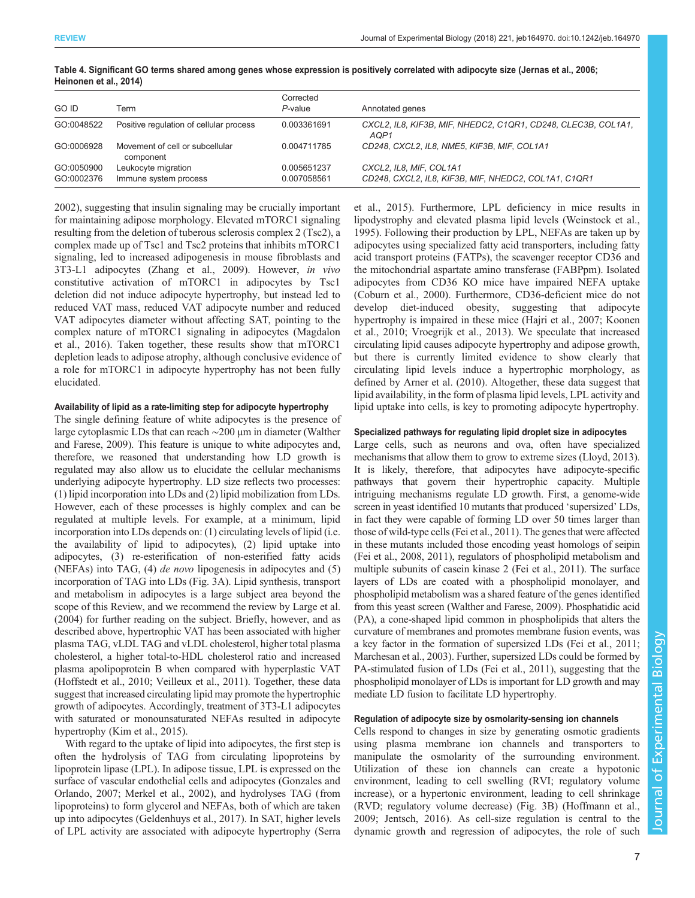**Table 4. Significant GO terms shared among genes whose expression is positively correlated with adipocyte size (Jernas et al., 2006; Heinonen et al., 2014)**

| GO ID | Term | Corrected *P*-value | Annotated genes |
|---|---|---|---|
| GO:0048522 | Positive regulation of cellular process | 0.003361691 | *CXCL2, IL8, KIF3B, MIF, NHEDC2, C1QR1, CD248, CLEC3B, COL1A1, AQP1* |
| GO:0006928 | Movement of cell or subcellular component | 0.004711785 | *CD248, CXCL2, IL8, NME5, KIF3B, MIF, COL1A1* |
| GO:0050900 | Leukocyte migration | 0.005651237 | *CXCL2, IL8, MIF, COL1A1* |
| GO:0002376 | Immune system process | 0.007058561 | *CD248, CXCL2, IL8, KIF3B, MIF, NHEDC2, COL1A1, C1QR1* |

2002), suggesting that insulin signaling may be crucially important for maintaining adipose morphology. Elevated mTORC1 signaling resulting from the deletion of tuberous sclerosis complex 2 (Tsc2), a complex made up of Tsc1 and Tsc2 proteins that inhibits mTORC1 signaling, led to increased adipogenesis in mouse fibroblasts and 3T3-L1 adipocytes (Zhang et al., 2009). However, *in vivo* constitutive activation of mTORC1 in adipocytes by Tsc1 deletion did not induce adipocyte hypertrophy, but instead led to reduced VAT mass, reduced VAT adipocyte number and reduced VAT adipocytes diameter without affecting SAT, pointing to the complex nature of mTORC1 signaling in adipocytes (Magdalon et al., 2016). Taken together, these results show that mTORC1 depletion leads to adipose atrophy, although conclusive evidence of a role for mTORC1 in adipocyte hypertrophy has not been fully elucidated.

### Availability of lipid as a rate-limiting step for adipocyte hypertrophy

The single defining feature of white adipocytes is the presence of large cytoplasmic LDs that can reach ∼200 µm in diameter (Walther and Farese, 2009). This feature is unique to white adipocytes and, therefore, we reasoned that understanding how LD growth is regulated may also allow us to elucidate the cellular mechanisms underlying adipocyte hypertrophy. LD size reflects two processes: (1) lipid incorporation into LDs and (2) lipid mobilization from LDs. However, each of these processes is highly complex and can be regulated at multiple levels. For example, at a minimum, lipid incorporation into LDs depends on: (1) circulating levels of lipid (i.e. the availability of lipid to adipocytes), (2) lipid uptake into adipocytes, (3) re-esterification of non-esterified fatty acids (NEFAs) into TAG, (4) *de novo* lipogenesis in adipocytes and (5) incorporation of TAG into LDs (Fig. 3A). Lipid synthesis, transport and metabolism in adipocytes is a large subject area beyond the scope of this Review, and we recommend the review by Large et al. (2004) for further reading on the subject. Briefly, however, and as described above, hypertrophic VAT has been associated with higher plasma TAG, vLDL TAG and vLDL cholesterol, higher total plasma cholesterol, a higher total-to-HDL cholesterol ratio and increased plasma apolipoprotein B when compared with hyperplastic VAT (Hoffstedt et al., 2010; Veilleux et al., 2011). Together, these data suggest that increased circulating lipid may promote the hypertrophic growth of adipocytes. Accordingly, treatment of 3T3-L1 adipocytes with saturated or monounsaturated NEFAs resulted in adipocyte hypertrophy (Kim et al., 2015).

With regard to the uptake of lipid into adipocytes, the first step is often the hydrolysis of TAG from circulating lipoproteins by lipoprotein lipase (LPL). In adipose tissue, LPL is expressed on the surface of vascular endothelial cells and adipocytes (Gonzales and Orlando, 2007; Merkel et al., 2002), and hydrolyses TAG (from lipoproteins) to form glycerol and NEFAs, both of which are taken up into adipocytes (Geldenhuys et al., 2017). In SAT, higher levels of LPL activity are associated with adipocyte hypertrophy (Serra et al., 2015). Furthermore, LPL deficiency in mice results in lipodystrophy and elevated plasma lipid levels (Weinstock et al., 1995). Following their production by LPL, NEFAs are taken up by adipocytes using specialized fatty acid transporters, including fatty acid transport proteins (FATPs), the scavenger receptor CD36 and the mitochondrial aspartate amino transferase (FABPpm). Isolated adipocytes from CD36 KO mice have impaired NEFA uptake (Coburn et al., 2000). Furthermore, CD36-deficient mice do not develop diet-induced obesity, suggesting that adipocyte hypertrophy is impaired in these mice (Hajri et al., 2007; Koonen et al., 2010; Vroegrijk et al., 2013). We speculate that increased circulating lipid causes adipocyte hypertrophy and adipose growth, but there is currently limited evidence to show clearly that circulating lipid levels induce a hypertrophic morphology, as defined by Arner et al. (2010). Altogether, these data suggest that lipid availability, in the form of plasma lipid levels, LPL activity and lipid uptake into cells, is key to promoting adipocyte hypertrophy.

### Specialized pathways for regulating lipid droplet size in adipocytes

Large cells, such as neurons and ova, often have specialized mechanisms that allow them to grow to extreme sizes (Lloyd, 2013). It is likely, therefore, that adipocytes have adipocyte-specific pathways that govern their hypertrophic capacity. Multiple intriguing mechanisms regulate LD growth. First, a genome-wide screen in yeast identified 10 mutants that produced 'supersized' LDs, in fact they were capable of forming LD over 50 times larger than those of wild-type cells (Fei et al., 2011). The genes that were affected in these mutants included those encoding yeast homologs of seipin (Fei et al., 2008, 2011), regulators of phospholipid metabolism and multiple subunits of casein kinase 2 (Fei et al., 2011). The surface layers of LDs are coated with a phospholipid monolayer, and phospholipid metabolism was a shared feature of the genes identified from this yeast screen (Walther and Farese, 2009). Phosphatidic acid (PA), a cone-shaped lipid common in phospholipids that alters the curvature of membranes and promotes membrane fusion events, was a key factor in the formation of supersized LDs (Fei et al., 2011; Marchesan et al., 2003). Further, supersized LDs could be formed by PA-stimulated fusion of LDs (Fei et al., 2011), suggesting that the phospholipid monolayer of LDs is important for LD growth and may mediate LD fusion to facilitate LD hypertrophy.

### Regulation of adipocyte size by osmolarity-sensing ion channels

Cells respond to changes in size by generating osmotic gradients using plasma membrane ion channels and transporters to manipulate the osmolarity of the surrounding environment. Utilization of these ion channels can create a hypotonic environment, leading to cell swelling (RVI; regulatory volume increase), or a hypertonic environment, leading to cell shrinkage (RVD; regulatory volume decrease) (Fig. 3B) (Hoffmann et al., 2009; Jentsch, 2016). As cell-size regulation is central to the dynamic growth and regression of adipocytes, the role of such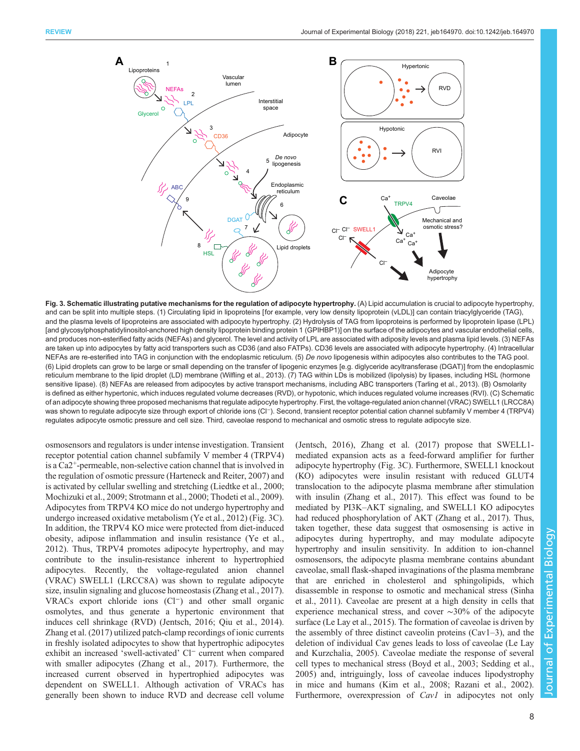**Fig. 3. Schematic illustrating putative mechanisms for the regulation of adipocyte hypertrophy.** (A) Lipid accumulation is crucial to adipocyte hypertrophy, and can be split into multiple steps. (1) Circulating lipid in lipoproteins [for example, very low density lipoprotein (vLDL)] can contain triacylglyceride (TAG), and the plasma levels of lipoproteins are associated with adipocyte hypertrophy. (2) Hydrolysis of TAG from lipoproteins is performed by lipoprotein lipase (LPL) [and glycosylphosphatidylinositol-anchored high density lipoprotein binding protein 1 (GPIHBP1)] on the surface of the adipocytes and vascular endothelial cells, and produces non-esterified fatty acids (NEFAs) and glycerol. The level and activity of LPL are associated with adiposity levels and plasma lipid levels. (3) NEFAs are taken up into adipocytes by fatty acid transporters such as CD36 (and also FATPs). CD36 levels are associated with adipocyte hypertrophy. (4) Intracellular NEFAs are re-esterified into TAG in conjunction with the endoplasmic reticulum. (5) *De novo* lipogenesis within adipocytes also contributes to the TAG pool. (6) Lipid droplets can grow to be large or small depending on the transfer of lipogenic enzymes [e.g. diglyceride acyltransferase (DGAT)] from the endoplasmic reticulum membrane to the lipid droplet (LD) membrane (Wilfling et al., 2013). (7) TAG within LDs is mobilized (lipolysis) by lipases, including HSL (hormone sensitive lipase). (8) NEFAs are released from adipocytes by active transport mechanisms, including ABC transporters (Tarling et al., 2013). (9) Osmolarity is defined as either hypertonic, which induces regulated volume decreases (RVD), or hypotonic, which induces regulated volume increases (RVI). (C) Schematic of an adipocyte showing three proposed mechanisms that regulate adipocyte hypertrophy. First, the voltage-regulated anion channel (VRAC) SWELL1 (LRCC8A) was shown to regulate adipocyte size through export of chloride ions ($Cl^-$). Second, transient receptor potential cation channel subfamily V member 4 (TRPV4) regulates adipocyte osmotic pressure and cell size. Third, caveolae respond to mechanical and osmotic stress to regulate adipocyte size.

osmosensors and regulators is under intense investigation. Transient receptor potential cation channel subfamily V member 4 (TRPV4) is a $Ca^{2+}$-permeable, non-selective cation channel that is involved in the regulation of osmotic pressure (Harteneck and Reiter, 2007) and is activated by cellular swelling and stretching (Liedtke et al., 2000; Mochizuki et al., 2009; Strotmann et al., 2000; Thodeti et al., 2009). Adipocytes from TRPV4 KO mice do not undergo hypertrophy and undergo increased oxidative metabolism (Ye et al., 2012) (Fig. 3C). In addition, the TRPV4 KO mice were protected from diet-induced obesity, adipose inflammation and insulin resistance (Ye et al., 2012). Thus, TRPV4 promotes adipocyte hypertrophy, and may contribute to the insulin-resistance inherent to hypertrophied adipocytes. Recently, the voltage-regulated anion channel (VRAC) SWELL1 (LRCC8A) was shown to regulate adipocyte size, insulin signaling and glucose homeostasis (Zhang et al., 2017). VRACs export chloride ions ($Cl^-$) and other small organic osmolytes, and thus generate a hypertonic environment that induces cell shrinkage (RVD) (Jentsch, 2016; Qiu et al., 2014). Zhang et al. (2017) utilized patch-clamp recordings of ionic currents in freshly isolated adipocytes to show that hypertrophic adipocytes exhibit an increased 'swell-activated' $Cl^-$ current when compared with smaller adipocytes (Zhang et al., 2017). Furthermore, the increased current observed in hypertrophied adipocytes was dependent on SWELL1. Although activation of VRACs has generally been shown to induce RVD and decrease cell volume (Jentsch, 2016), Zhang et al. (2017) propose that SWELL1-mediated expansion acts as a feed-forward amplifier for further adipocyte hypertrophy (Fig. 3C). Furthermore, SWELL1 knockout (KO) adipocytes were insulin resistant with reduced GLUT4 translocation to the adipocyte plasma membrane after stimulation with insulin (Zhang et al., 2017). This effect was found to be mediated by PI3K–AKT signaling, and SWELL1 KO adipocytes had reduced phosphorylation of AKT (Zhang et al., 2017). Thus, taken together, these data suggest that osmosensing is active in adipocytes during hypertrophy, and may modulate adipocyte hypertrophy and insulin sensitivity. In addition to ion-channel osmosensors, the adipocyte plasma membrane contains abundant caveolae, small flask-shaped invaginations of the plasma membrane that are enriched in cholesterol and sphingolipids, which disassemble in response to osmotic and mechanical stress (Sinha et al., 2011). Caveolae are present at a high density in cells that experience mechanical stress, and cover ~30% of the adipocyte surface (Le Lay et al., 2015). The formation of caveolae is driven by the assembly of three distinct caveolin proteins (Cav1–3), and the deletion of individual Cav genes leads to loss of caveolae (Le Lay and Kurzchalia, 2005). Caveolae mediate the response of several cell types to mechanical stress (Boyd et al., 2003; Sedding et al., 2005) and, intriguingly, loss of caveolae induces lipodystrophy in mice and humans (Kim et al., 2008; Razani et al., 2002). Furthermore, overexpression of *Cav1* in adipocytes not only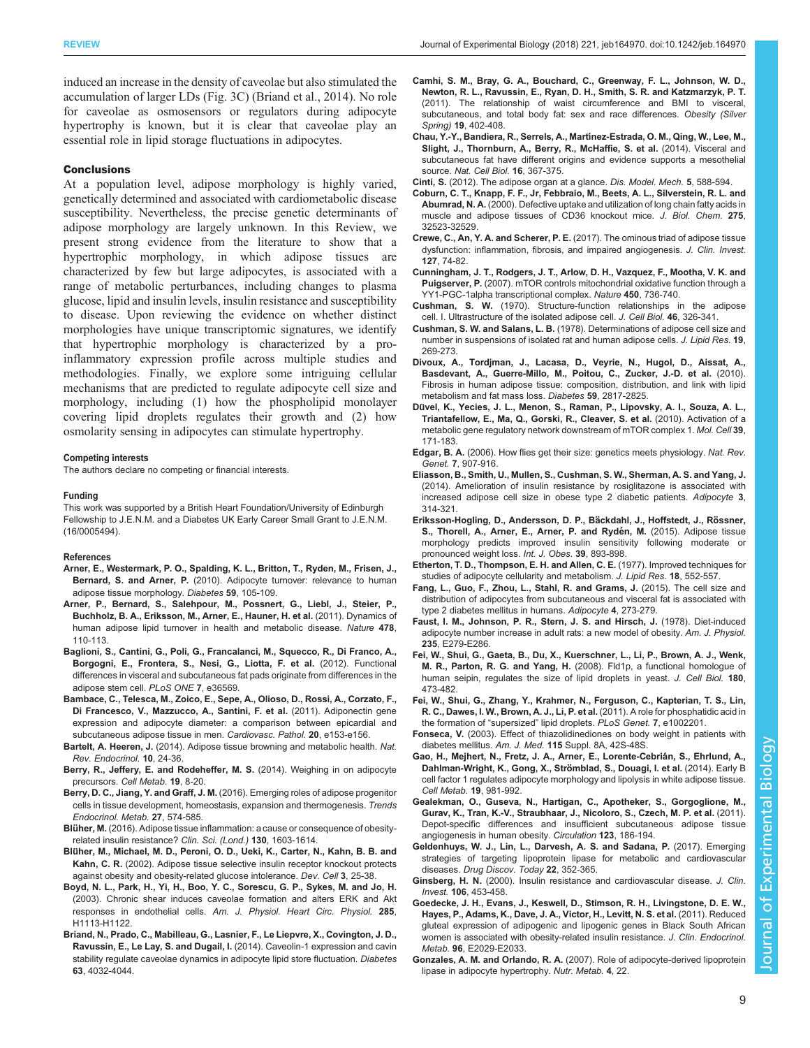induced an increase in the density of caveolae but also stimulated the accumulation of larger LDs (Fig. 3C) (Briand et al., 2014). No role for caveolae as osmosensors or regulators during adipocyte hypertrophy is known, but it is clear that caveolae play an essential role in lipid storage fluctuations in adipocytes.

## Conclusions

At a population level, adipose morphology is highly varied, genetically determined and associated with cardiometabolic disease susceptibility. Nevertheless, the precise genetic determinants of adipose morphology are largely unknown. In this Review, we present strong evidence from the literature to show that a hypertrophic morphology, in which adipose tissues are characterized by few but large adipocytes, is associated with a range of metabolic perturbances, including changes to plasma glucose, lipid and insulin levels, insulin resistance and susceptibility to disease. Upon reviewing the evidence on whether distinct morphologies have unique transcriptomic signatures, we identify that hypertrophic morphology is characterized by a pro-inflammatory expression profile across multiple studies and methodologies. Finally, we explore some intriguing cellular mechanisms that are predicted to regulate adipocyte cell size and morphology, including (1) how the phospholipid monolayer covering lipid droplets regulates their growth and (2) how osmolarity sensing in adipocytes can stimulate hypertrophy.

#### Competing interests

The authors declare no competing or financial interests.

#### Funding

This work was supported by a British Heart Foundation/University of Edinburgh Fellowship to J.E.N.M. and a Diabetes UK Early Career Small Grant to J.E.N.M. (16/0005494).

#### References

**Arner, E., Westermark, P. O., Spalding, K. L., Britton, T., Ryden, M., Frisen, J., Bernard, S. and Arner, P.** (2010). Adipocyte turnover: relevance to human adipose tissue morphology. *Diabetes* **59**, 105-109.

**Arner, P., Bernard, S., Salehpour, M., Possnert, G., Liebl, J., Steier, P., Buchholz, B. A., Eriksson, M., Arner, E., Hauner, H. et al.** (2011). Dynamics of human adipose lipid turnover in health and metabolic disease. *Nature* **478**, 110-113.

**Baglioni, S., Cantini, G., Poli, G., Francalanci, M., Squecco, R., Di Franco, A., Borgogni, E., Frontera, S., Nesi, G., Liotta, F. et al.** (2012). Functional differences in visceral and subcutaneous fat pads originate from differences in the adipose stem cell. *PLoS ONE* **7**, e36569.

**Bambace, C., Telesca, M., Zoico, E., Sepe, A., Olioso, D., Rossi, A., Corzato, F., Di Francesco, V., Mazzucco, A., Santini, F. et al.** (2011). Adiponectin gene expression and adipocyte diameter: a comparison between epicardial and subcutaneous adipose tissue in men. *Cardiovasc. Pathol.* **20**, e153-e156.

**Bartelt, A. Heeren, J.** (2014). Adipose tissue browning and metabolic health. *Nat. Rev. Endocrinol.* **10**, 24-36.

**Berry, R., Jeffery, E. and Rodeheffer, M. S.** (2014). Weighing in on adipocyte precursors. *Cell Metab.* **19**, 8-20.

**Berry, D. C., Jiang, Y. and Graff, J. M.** (2016). Emerging roles of adipose progenitor cells in tissue development, homeostasis, expansion and thermogenesis. *Trends Endocrinol. Metab.* **27**, 574-585.

**Blüher, M.** (2016). Adipose tissue inflammation: a cause or consequence of obesity-related insulin resistance? *Clin. Sci. (Lond.)* **130**, 1603-1614.

**Blüher, M., Michael, M. D., Peroni, O. D., Ueki, K., Carter, N., Kahn, B. B. and Kahn, C. R.** (2002). Adipose tissue selective insulin receptor knockout protects against obesity and obesity-related glucose intolerance. *Dev. Cell* **3**, 25-38.

**Boyd, N. L., Park, H., Yi, H., Boo, Y. C., Sorescu, G. P., Sykes, M. and Jo, H.** (2003). Chronic shear induces caveolae formation and alters ERK and Akt responses in endothelial cells. *Am. J. Physiol. Heart Circ. Physiol.* **285**, H1113-H1122.

**Briand, N., Prado, C., Mabilleau, G., Lasnier, F., Le Liepvre, X., Covington, J. D., Ravussin, E., Le Lay, S. and Dugail, I.** (2014). Caveolin-1 expression and cavin stability regulate caveolae dynamics in adipocyte lipid store fluctuation. *Diabetes* **63**, 4032-4044.

**Camhi, S. M., Bray, G. A., Bouchard, C., Greenway, F. L., Johnson, W. D., Newton, R. L., Ravussin, E., Ryan, D. H., Smith, S. R. and Katzmarzyk, P. T.** (2011). The relationship of waist circumference and BMI to visceral, subcutaneous, and total body fat: sex and race differences. *Obesity (Silver Spring)* **19**, 402-408.

**Chau, Y.-Y., Bandiera, R., Serrels, A., Martínez-Estrada, O. M., Qing, W., Lee, M., Slight, J., Thornburn, A., Berry, R., McHaffie, S. et al.** (2014). Visceral and subcutaneous fat have different origins and evidence supports a mesothelial source. *Nat. Cell Biol.* **16**, 367-375.

**Cinti, S.** (2012). The adipose organ at a glance. *Dis. Model. Mech.* **5**, 588-594.

**Coburn, C. T., Knapp, F. F., Jr, Febbraio, M., Beets, A. L., Silverstein, R. L. and Abumrad, N. A.** (2000). Defective uptake and utilization of long chain fatty acids in muscle and adipose tissues of CD36 knockout mice. *J. Biol. Chem.* **275**, 32523-32529.

**Crewe, C., An, Y. A. and Scherer, P. E.** (2017). The ominous triad of adipose tissue dysfunction: inflammation, fibrosis, and impaired angiogenesis. *J. Clin. Invest.* **127**, 74-82.

**Cunningham, J. T., Rodgers, J. T., Arlow, D. H., Vazquez, F., Mootha, V. K. and Puigserver, P.** (2007). mTOR controls mitochondrial oxidative function through a YY1-PGC-1alpha transcriptional complex. *Nature* **450**, 736-740.

**Cushman, S. W.** (1970). Structure-function relationships in the adipose cell. I. Ultrastructure of the isolated adipose cell. *J. Cell Biol.* **46**, 326-341.

**Cushman, S. W. and Salans, L. B.** (1978). Determinations of adipose cell size and number in suspensions of isolated rat and human adipose cells. *J. Lipid Res.* **19**, 269-273.

**Divoux, A., Tordjman, J., Lacasa, D., Veyrie, N., Hugol, D., Aissat, A., Basdevant, A., Guerre-Millo, M., Poitou, C., Zucker, J.-D. et al.** (2010). Fibrosis in human adipose tissue: composition, distribution, and link with lipid metabolism and fat mass loss. *Diabetes* **59**, 2817-2825.

**Düvel, K., Yecies, J. L., Menon, S., Raman, P., Lipovsky, A. I., Souza, A. L., Triantafellow, E., Ma, Q., Gorski, R., Cleaver, S. et al.** (2010). Activation of a metabolic gene regulatory network downstream of mTOR complex 1. *Mol. Cell* **39**, 171-183.

**Edgar, B. A.** (2006). How flies get their size: genetics meets physiology. *Nat. Rev. Genet.* **7**, 907-916.

**Eliasson, B., Smith, U., Mullen, S., Cushman, S. W., Sherman, A. S. and Yang, J.** (2014). Amelioration of insulin resistance by rosiglitazone is associated with increased adipose cell size in obese type 2 diabetic patients. *Adipocyte* **3**, 314-321.

**Eriksson-Hogling, D., Andersson, D. P., Bäckdahl, J., Hoffstedt, J., Rössner, S., Thorell, A., Arner, E., Arner, P. and Rydén, M.** (2015). Adipose tissue morphology predicts improved insulin sensitivity following moderate or pronounced weight loss. *Int. J. Obes.* **39**, 893-898.

**Etherton, T. D., Thompson, E. H. and Allen, C. E.** (1977). Improved techniques for studies of adipocyte cellularity and metabolism. *J. Lipid Res.* **18**, 552-557.

**Fang, L., Guo, F., Zhou, L., Stahl, R. and Grams, J.** (2015). The cell size and distribution of adipocytes from subcutaneous and visceral fat is associated with type 2 diabetes mellitus in humans. *Adipocyte* **4**, 273-279.

**Faust, I. M., Johnson, P. R., Stern, J. S. and Hirsch, J.** (1978). Diet-induced adipocyte number increase in adult rats: a new model of obesity. *Am. J. Physiol.* **235**, E279-E286.

**Fei, W., Shui, G., Gaeta, B., Du, X., Kuerschner, L., Li, P., Brown, A. J., Wenk, M. R., Parton, R. G. and Yang, H.** (2008). Fld1p, a functional homologue of human seipin, regulates the size of lipid droplets in yeast. *J. Cell Biol.* **180**, 473-482.

**Fei, W., Shui, G., Zhang, Y., Krahmer, N., Ferguson, C., Kapterian, T. S., Lin, R. C., Dawes, I. W., Brown, A. J., Li, P. et al.** (2011). A role for phosphatidic acid in the formation of "supersized" lipid droplets. *PLoS Genet.* **7**, e1002201.

**Fonseca, V.** (2003). Effect of thiazolidinediones on body weight in patients with diabetes mellitus. *Am. J. Med.* **115** Suppl. 8A, 42S-48S.

**Gao, H., Mejhert, N., Fretz, J. A., Arner, E., Lorente-Cebrián, S., Ehrlund, A., Dahlman-Wright, K., Gong, X., Strömblad, S., Douagi, I. et al.** (2014). Early B cell factor 1 regulates adipocyte morphology and lipolysis in white adipose tissue. *Cell Metab.* **19**, 981-992.

**Gealekman, O., Guseva, N., Hartigan, C., Apotheker, S., Gorgoglione, M., Gurav, K., Tran, K.-V., Straubhaar, J., Nicoloro, S., Czech, M. P. et al.** (2011). Depot-specific differences and insufficient subcutaneous adipose tissue angiogenesis in human obesity. *Circulation* **123**, 186-194.

**Geldenhuys, W. J., Lin, L., Darvesh, A. S. and Sadana, P.** (2017). Emerging strategies of targeting lipoprotein lipase for metabolic and cardiovascular diseases. *Drug Discov. Today* **22**, 352-365.

**Ginsberg, H. N.** (2000). Insulin resistance and cardiovascular disease. *J. Clin. Invest.* **106**, 453-458.

**Goedecke, J. H., Evans, J., Keswell, D., Stimson, R. H., Livingstone, D. E. W., Hayes, P., Adams, K., Dave, J. A., Victor, H., Levitt, N. S. et al.** (2011). Reduced gluteal expression of adipogenic and lipogenic genes in Black South African women is associated with obesity-related insulin resistance. *J. Clin. Endocrinol. Metab.* **96**, E2029-E2033.

**Gonzales, A. M. and Orlando, R. A.** (2007). Role of adipocyte-derived lipoprotein lipase in adipocyte hypertrophy. *Nutr. Metab.* **4**, 22.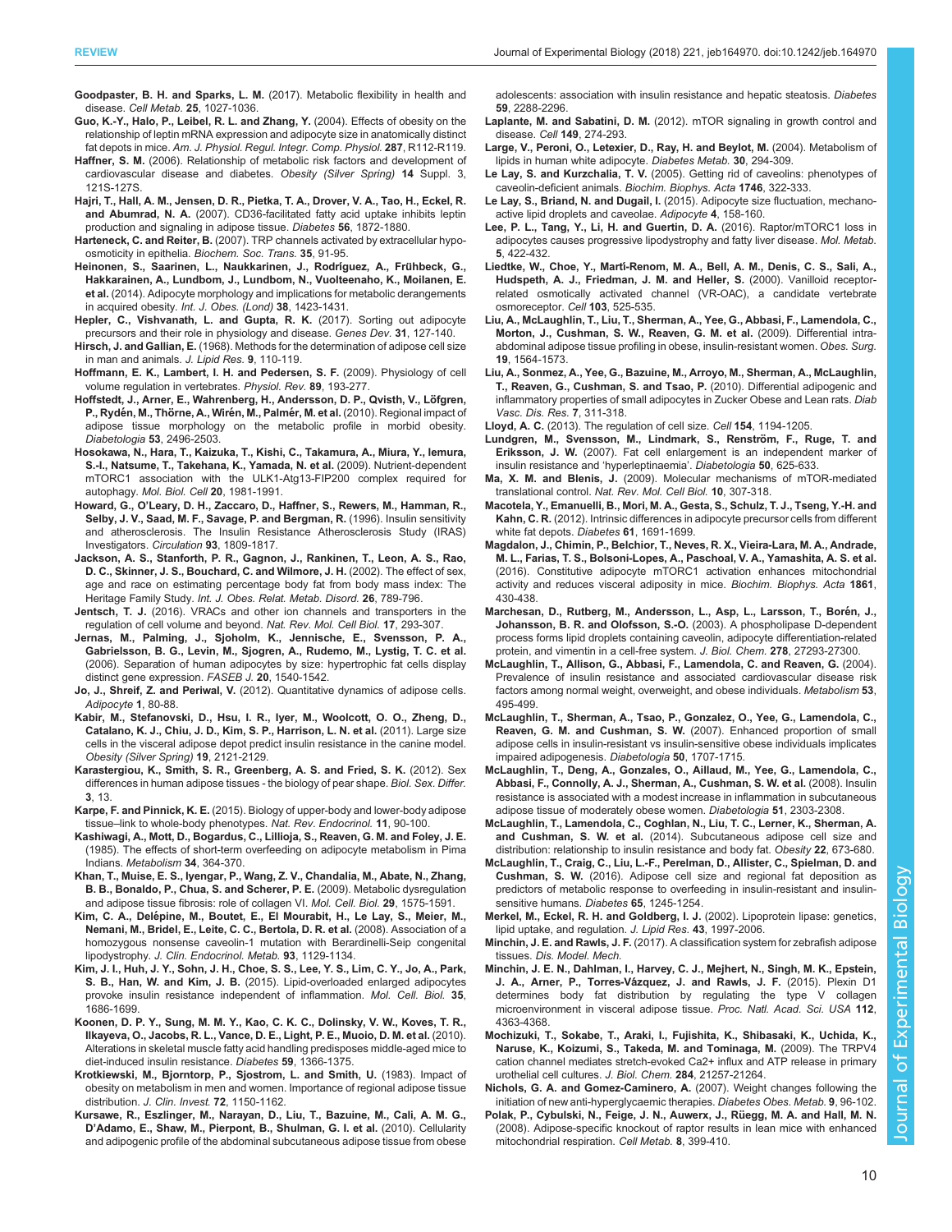**Goodpaster, B. H. and Sparks, L. M.** (2017). Metabolic flexibility in health and disease. *Cell Metab.* **25**, 1027-1036.

**Guo, K.-Y., Halo, P., Leibel, R. L. and Zhang, Y.** (2004). Effects of obesity on the relationship of leptin mRNA expression and adipocyte size in anatomically distinct fat depots in mice. *Am. J. Physiol. Regul. Integr. Comp. Physiol.* **287**, R112-R119.

**Haffner, S. M.** (2006). Relationship of metabolic risk factors and development of cardiovascular disease and diabetes. *Obesity (Silver Spring)* **14** Suppl. 3, 121S-127S.

**Hajri, T., Hall, A. M., Jensen, D. R., Pietka, T. A., Drover, V. A., Tao, H., Eckel, R. and Abumrad, N. A.** (2007). CD36-facilitated fatty acid uptake inhibits leptin production and signaling in adipose tissue. *Diabetes* **56**, 1872-1880.

**Harteneck, C. and Reiter, B.** (2007). TRP channels activated by extracellular hypo-osmoticity in epithelia. *Biochem. Soc. Trans.* **35**, 91-95.

**Heinonen, S., Saarinen, L., Naukkarinen, J., Rodríguez, A., Frühbeck, G., Hakkarainen, A., Lundbom, J., Lundbom, N., Vuolteenaho, K., Moilanen, E. et al.** (2014). Adipocyte morphology and implications for metabolic derangements in acquired obesity. *Int. J. Obes. (Lond)* **38**, 1423-1431.

**Hepler, C., Vishvanath, L. and Gupta, R. K.** (2017). Sorting out adipocyte precursors and their role in physiology and disease. *Genes Dev.* **31**, 127-140.

**Hirsch, J. and Gallian, E.** (1968). Methods for the determination of adipose cell size in man and animals. *J. Lipid Res.* **9**, 110-119.

**Hoffmann, E. K., Lambert, I. H. and Pedersen, S. F.** (2009). Physiology of cell volume regulation in vertebrates. *Physiol. Rev.* **89**, 193-277.

**Hoffstedt, J., Arner, E., Wahrenberg, H., Andersson, D. P., Qvisth, V., Löfgren, P., Rydén, M., Thörne, A., Wirén, M., Palmér, M. et al.** (2010). Regional impact of adipose tissue morphology on the metabolic profile in morbid obesity. *Diabetologia* **53**, 2496-2503.

**Hosokawa, N., Hara, T., Kaizuka, T., Kishi, C., Takamura, A., Miura, Y., Iemura, S.-I., Natsume, T., Takehana, K., Yamada, N. et al.** (2009). Nutrient-dependent mTORC1 association with the ULK1-Atg13-FIP200 complex required for autophagy. *Mol. Biol. Cell* **20**, 1981-1991.

**Howard, G., O'Leary, D. H., Zaccaro, D., Haffner, S., Rewers, M., Hamman, R., Selby, J. V., Saad, M. F., Savage, P. and Bergman, R.** (1996). Insulin sensitivity and atherosclerosis. The Insulin Resistance Atherosclerosis Study (IRAS) Investigators. *Circulation* **93**, 1809-1817.

**Jackson, A. S., Stanforth, P. R., Gagnon, J., Rankinen, T., Leon, A. S., Rao, D. C., Skinner, J. S., Bouchard, C. and Wilmore, J. H.** (2002). The effect of sex, age and race on estimating percentage body fat from body mass index: The Heritage Family Study. *Int. J. Obes. Relat. Metab. Disord.* **26**, 789-796.

**Jentsch, T. J.** (2016). VRACs and other ion channels and transporters in the regulation of cell volume and beyond. *Nat. Rev. Mol. Cell Biol.* **17**, 293-307.

**Jernas, M., Palming, J., Sjoholm, K., Jennische, E., Svensson, P. A., Gabrielsson, B. G., Levin, M., Sjogren, A., Rudemo, M., Lystig, T. C. et al.** (2006). Separation of human adipocytes by size: hypertrophic fat cells display distinct gene expression. *FASEB J.* **20**, 1540-1542.

**Jo, J., Shreif, Z. and Periwal, V.** (2012). Quantitative dynamics of adipose cells. *Adipocyte* **1**, 80-88.

**Kabir, M., Stefanovski, D., Hsu, I. R., Iyer, M., Woolcott, O. O., Zheng, D., Catalano, K. J., Chiu, J. D., Kim, S. P., Harrison, L. N. et al.** (2011). Large size cells in the visceral adipose depot predict insulin resistance in the canine model. *Obesity (Silver Spring)* **19**, 2121-2129.

**Karastergiou, K., Smith, S. R., Greenberg, A. S. and Fried, S. K.** (2012). Sex differences in human adipose tissues - the biology of pear shape. *Biol. Sex. Differ.* **3**, 13.

**Karpe, F. and Pinnick, K. E.** (2015). Biology of upper-body and lower-body adipose tissue–link to whole-body phenotypes. *Nat. Rev. Endocrinol.* **11**, 90-100.

**Kashiwagi, A., Mott, D., Bogardus, C., Lillioja, S., Reaven, G. M. and Foley, J. E.** (1985). The effects of short-term overfeeding on adipocyte metabolism in Pima Indians. *Metabolism* **34**, 364-370.

**Khan, T., Muise, E. S., Iyengar, P., Wang, Z. V., Chandalia, M., Abate, N., Zhang, B. B., Bonaldo, P., Chua, S. and Scherer, P. E.** (2009). Metabolic dysregulation and adipose tissue fibrosis: role of collagen VI. *Mol. Cell. Biol.* **29**, 1575-1591.

**Kim, C. A., Delépine, M., Boutet, E., El Mourabit, H., Le Lay, S., Meier, M., Nemani, M., Bridel, E., Leite, C. C., Bertola, D. R. et al.** (2008). Association of a homozygous nonsense caveolin-1 mutation with Berardinelli-Seip congenital lipodystrophy. *J. Clin. Endocrinol. Metab.* **93**, 1129-1134.

**Kim, J. I., Huh, J. Y., Sohn, J. H., Choe, S. S., Lee, Y. S., Lim, C. Y., Jo, A., Park, S. B., Han, W. and Kim, J. B.** (2015). Lipid-overloaded enlarged adipocytes provoke insulin resistance independent of inflammation. *Mol. Cell. Biol.* **35**, 1686-1699.

**Koonen, D. P. Y., Sung, M. M. Y., Kao, C. K. C., Dolinsky, V. W., Koves, T. R., Ilkayeva, O., Jacobs, R. L., Vance, D. E., Light, P. E., Muoio, D. M. et al.** (2010). Alterations in skeletal muscle fatty acid handling predisposes middle-aged mice to diet-induced insulin resistance. *Diabetes* **59**, 1366-1375.

**Krotkiewski, M., Bjorntorp, P., Sjostrom, L. and Smith, U.** (1983). Impact of obesity on metabolism in men and women. Importance of regional adipose tissue distribution. *J. Clin. Invest.* **72**, 1150-1162.

**Kursawe, R., Eszlinger, M., Narayan, D., Liu, T., Bazuine, M., Cali, A. M. G., D'Adamo, E., Shaw, M., Pierpont, B., Shulman, G. I. et al.** (2010). Cellularity and adipogenic profile of the abdominal subcutaneous adipose tissue from obese adolescents: association with insulin resistance and hepatic steatosis. *Diabetes* **59**, 2288-2296.

**Laplante, M. and Sabatini, D. M.** (2012). mTOR signaling in growth control and disease. *Cell* **149**, 274-293.

**Large, V., Peroni, O., Letexier, D., Ray, H. and Beylot, M.** (2004). Metabolism of lipids in human white adipocyte. *Diabetes Metab.* **30**, 294-309.

**Le Lay, S. and Kurzchalia, T. V.** (2005). Getting rid of caveolins: phenotypes of caveolin-deficient animals. *Biochim. Biophys. Acta* **1746**, 322-333.

**Le Lay, S., Briand, N. and Dugail, I.** (2015). Adipocyte size fluctuation, mechano-active lipid droplets and caveolae. *Adipocyte* **4**, 158-160.

**Lee, P. L., Tang, Y., Li, H. and Guertin, D. A.** (2016). Raptor/mTORC1 loss in adipocytes causes progressive lipodystrophy and fatty liver disease. *Mol. Metab.* **5**, 422-432.

**Liedtke, W., Choe, Y., Martí-Renom, M. A., Bell, A. M., Denis, C. S., Sali, A., Hudspeth, A. J., Friedman, J. M. and Heller, S.** (2000). Vanilloid receptor-related osmotically activated channel (VR-OAC), a candidate vertebrate osmoreceptor. *Cell* **103**, 525-535.

**Liu, A., McLaughlin, T., Liu, T., Sherman, A., Yee, G., Abbasi, F., Lamendola, C., Morton, J., Cushman, S. W., Reaven, G. M. et al.** (2009). Differential intra-abdominal adipose tissue profiling in obese, insulin-resistant women. *Obes. Surg.* **19**, 1564-1573.

**Liu, A., Sonmez, A., Yee, G., Bazuine, M., Arroyo, M., Sherman, A., McLaughlin, T., Reaven, G., Cushman, S. and Tsao, P.** (2010). Differential adipogenic and inflammatory properties of small adipocytes in Zucker Obese and Lean rats. *Diab Vasc. Dis. Res.* **7**, 311-318.

**Lloyd, A. C.** (2013). The regulation of cell size. *Cell* **154**, 1194-1205.

**Lundgren, M., Svensson, M., Lindmark, S., Renström, F., Ruge, T. and Eriksson, J. W.** (2007). Fat cell enlargement is an independent marker of insulin resistance and 'hyperleptinaemia'. *Diabetologia* **50**, 625-633.

**Ma, X. M. and Blenis, J.** (2009). Molecular mechanisms of mTOR-mediated translational control. *Nat. Rev. Mol. Cell Biol.* **10**, 307-318.

**Macotela, Y., Emanuelli, B., Mori, M. A., Gesta, S., Schulz, T. J., Tseng, Y.-H. and Kahn, C. R.** (2012). Intrinsic differences in adipocyte precursor cells from different white fat depots. *Diabetes* **61**, 1691-1699.

**Magdalon, J., Chimin, P., Belchior, T., Neves, R. X., Vieira-Lara, M. A., Andrade, M. L., Farias, T. S., Bolsoni-Lopes, A., Paschoal, V. A., Yamashita, A. S. et al.** (2016). Constitutive adipocyte mTORC1 activation enhances mitochondrial activity and reduces visceral adiposity in mice. *Biochim. Biophys. Acta* **1861**, 430-438.

**Marchesan, D., Rutberg, M., Andersson, L., Asp, L., Larsson, T., Borén, J., Johansson, B. R. and Olofsson, S.-O.** (2003). A phospholipase D-dependent process forms lipid droplets containing caveolin, adipocyte differentiation-related protein, and vimentin in a cell-free system. *J. Biol. Chem.* **278**, 27293-27300.

**McLaughlin, T., Allison, G., Abbasi, F., Lamendola, C. and Reaven, G.** (2004). Prevalence of insulin resistance and associated cardiovascular disease risk factors among normal weight, overweight, and obese individuals. *Metabolism* **53**, 495-499.

**McLaughlin, T., Sherman, A., Tsao, P., Gonzalez, O., Yee, G., Lamendola, C., Reaven, G. M. and Cushman, S. W.** (2007). Enhanced proportion of small adipose cells in insulin-resistant vs insulin-sensitive obese individuals implicates impaired adipogenesis. *Diabetologia* **50**, 1707-1715.

**McLaughlin, T., Deng, A., Gonzales, O., Aillaud, M., Yee, G., Lamendola, C., Abbasi, F., Connolly, A. J., Sherman, A., Cushman, S. W. et al.** (2008). Insulin resistance is associated with a modest increase in inflammation in subcutaneous adipose tissue of moderately obese women. *Diabetologia* **51**, 2303-2308.

**McLaughlin, T., Lamendola, C., Coghlan, N., Liu, T. C., Lerner, K., Sherman, A. and Cushman, S. W. et al.** (2014). Subcutaneous adipose cell size and distribution: relationship to insulin resistance and body fat. *Obesity* **22**, 673-680.

**McLaughlin, T., Craig, C., Liu, L.-F., Perelman, D., Allister, C., Spielman, D. and Cushman, S. W.** (2016). Adipose cell size and regional fat deposition as predictors of metabolic response to overfeeding in insulin-resistant and insulin-sensitive humans. *Diabetes* **65**, 1245-1254.

**Merkel, M., Eckel, R. H. and Goldberg, I. J.** (2002). Lipoprotein lipase: genetics, lipid uptake, and regulation. *J. Lipid Res.* **43**, 1997-2006.

**Minchin, J. E. and Rawls, J. F.** (2017). A classification system for zebrafish adipose tissues. *Dis. Model. Mech.*

**Minchin, J. E. N., Dahlman, I., Harvey, C. J., Mejhert, N., Singh, M. K., Epstein, J. A., Arner, P., Torres-Vázquez, J. and Rawls, J. F.** (2015). Plexin D1 determines body fat distribution by regulating the type V collagen microenvironment in visceral adipose tissue. *Proc. Natl. Acad. Sci. USA* **112**, 4363-4368.

**Mochizuki, T., Sokabe, T., Araki, I., Fujishita, K., Shibasaki, K., Uchida, K., Naruse, K., Koizumi, S., Takeda, M. and Tominaga, M.** (2009). The TRPV4 cation channel mediates stretch-evoked Ca2+ influx and ATP release in primary urothelial cell cultures. *J. Biol. Chem.* **284**, 21257-21264.

**Nichols, G. A. and Gomez-Caminero, A.** (2007). Weight changes following the initiation of new anti-hyperglycaemic therapies. *Diabetes Obes. Metab.* **9**, 96-102.

**Polak, P., Cybulski, N., Feige, J. N., Auwerx, J., Rüegg, M. A. and Hall, M. N.** (2008). Adipose-specific knockout of raptor results in lean mice with enhanced mitochondrial respiration. *Cell Metab.* **8**, 399-410.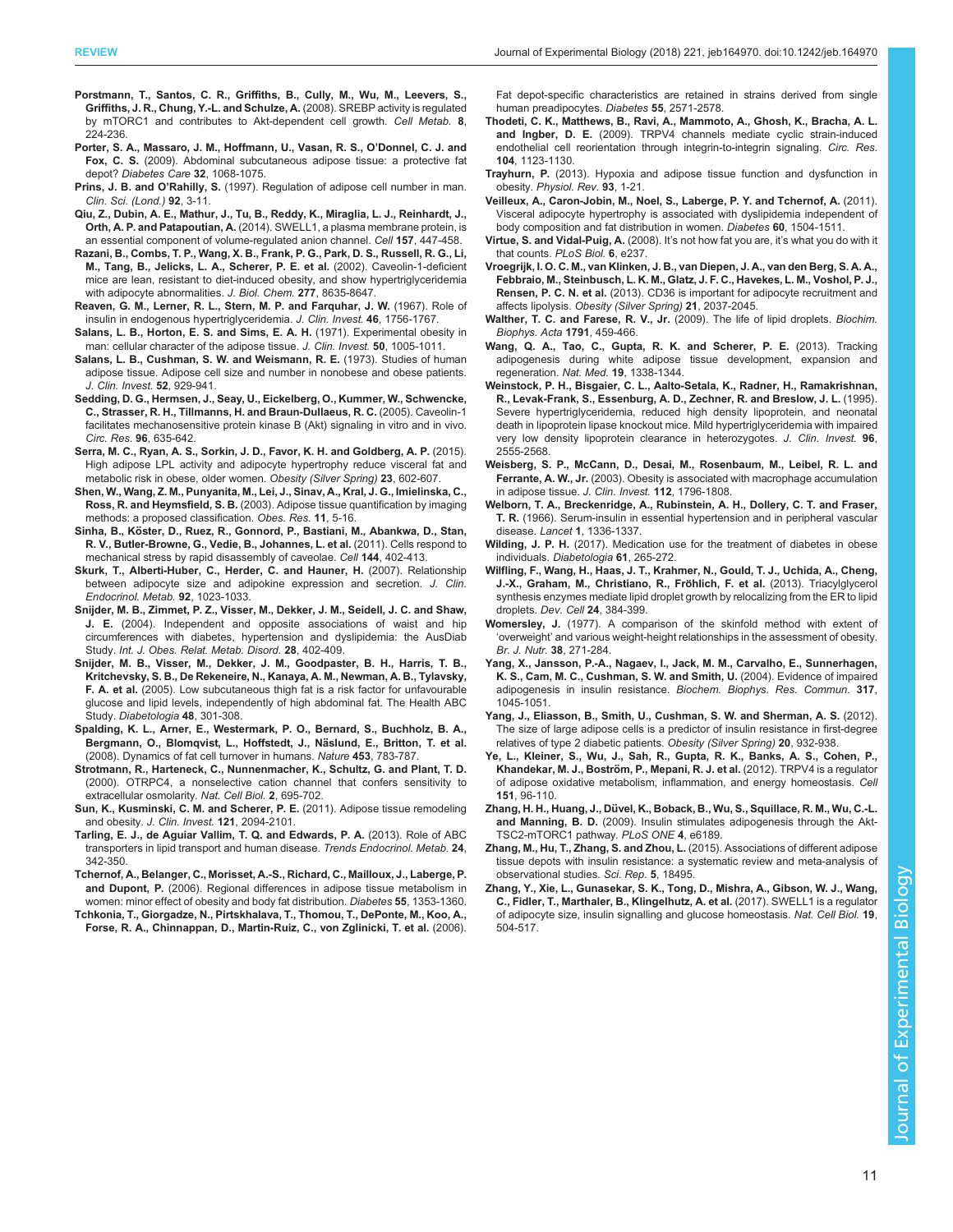**Porstmann, T., Santos, C. R., Griffiths, B., Cully, M., Wu, M., Leevers, S., Griffiths, J. R., Chung, Y.-L. and Schulze, A.** (2008). SREBP activity is regulated by mTORC1 and contributes to Akt-dependent cell growth. *Cell Metab.* **8**, 224-236.

**Porter, S. A., Massaro, J. M., Hoffmann, U., Vasan, R. S., O'Donnel, C. J. and Fox, C. S.** (2009). Abdominal subcutaneous adipose tissue: a protective fat depot? *Diabetes Care* **32**, 1068-1075.

**Prins, J. B. and O'Rahilly, S.** (1997). Regulation of adipose cell number in man. *Clin. Sci. (Lond.)* **92**, 3-11.

**Qiu, Z., Dubin, A. E., Mathur, J., Tu, B., Reddy, K., Miraglia, L. J., Reinhardt, J., Orth, A. P. and Patapoutian, A.** (2014). SWELL1, a plasma membrane protein, is an essential component of volume-regulated anion channel. *Cell* **157**, 447-458.

**Razani, B., Combs, T. P., Wang, X. B., Frank, P. G., Park, D. S., Russell, R. G., Li, M., Tang, B., Jelicks, L. A., Scherer, P. E. et al.** (2002). Caveolin-1-deficient mice are lean, resistant to diet-induced obesity, and show hypertriglyceridemia with adipocyte abnormalities. *J. Biol. Chem.* **277**, 8635-8647.

**Reaven, G. M., Lerner, R. L., Stern, M. P. and Farquhar, J. W.** (1967). Role of insulin in endogenous hypertriglyceridemia. *J. Clin. Invest.* **46**, 1756-1767.

**Salans, L. B., Horton, E. S. and Sims, E. A. H.** (1971). Experimental obesity in man: cellular character of the adipose tissue. *J. Clin. Invest.* **50**, 1005-1011.

**Salans, L. B., Cushman, S. W. and Weismann, R. E.** (1973). Studies of human adipose tissue. Adipose cell size and number in nonobese and obese patients. *J. Clin. Invest.* **52**, 929-941.

**Sedding, D. G., Hermsen, J., Seay, U., Eickelberg, O., Kummer, W., Schwencke, C., Strasser, R. H., Tillmanns, H. and Braun-Dullaeus, R. C.** (2005). Caveolin-1 facilitates mechanosensitive protein kinase B (Akt) signaling in vitro and in vivo. *Circ. Res.* **96**, 635-642.

**Serra, M. C., Ryan, A. S., Sorkin, J. D., Favor, K. H. and Goldberg, A. P.** (2015). High adipose LPL activity and adipocyte hypertrophy reduce visceral fat and metabolic risk in obese, older women. *Obesity (Silver Spring)* **23**, 602-607.

**Shen, W., Wang, Z. M., Punyanita, M., Lei, J., Sinav, A., Kral, J. G., Imielinska, C., Ross, R. and Heymsfield, S. B.** (2003). Adipose tissue quantification by imaging methods: a proposed classification. *Obes. Res.* **11**, 5-16.

**Sinha, B., Köster, D., Ruez, R., Gonnord, P., Bastiani, M., Abankwa, D., Stan, R. V., Butler-Browne, G., Vedie, B., Johannes, L. et al.** (2011). Cells respond to mechanical stress by rapid disassembly of caveolae. *Cell* **144**, 402-413.

**Skurk, T., Alberti-Huber, C., Herder, C. and Hauner, H.** (2007). Relationship between adipocyte size and adipokine expression and secretion. *J. Clin. Endocrinol. Metab.* **92**, 1023-1033.

**Snijder, M. B., Zimmet, P. Z., Visser, M., Dekker, J. M., Seidell, J. C. and Shaw, J. E.** (2004). Independent and opposite associations of waist and hip circumferences with diabetes, hypertension and dyslipidemia: the AusDiab Study. *Int. J. Obes. Relat. Metab. Disord.* **28**, 402-409.

**Snijder, M. B., Visser, M., Dekker, J. M., Goodpaster, B. H., Harris, T. B., Kritchevsky, S. B., De Rekeneire, N., Kanaya, A. M., Newman, A. B., Tylavsky, F. A. et al.** (2005). Low subcutaneous thigh fat is a risk factor for unfavourable glucose and lipid levels, independently of high abdominal fat. The Health ABC Study. *Diabetologia* **48**, 301-308.

**Spalding, K. L., Arner, E., Westermark, P. O., Bernard, S., Buchholz, B. A., Bergmann, O., Blomqvist, L., Hoffstedt, J., Näslund, E., Britton, T. et al.** (2008). Dynamics of fat cell turnover in humans. *Nature* **453**, 783-787.

**Strotmann, R., Harteneck, C., Nunnenmacher, K., Schultz, G. and Plant, T. D.** (2000). OTRPC4, a nonselective cation channel that confers sensitivity to extracellular osmolarity. *Nat. Cell Biol.* **2**, 695-702.

**Sun, K., Kusminski, C. M. and Scherer, P. E.** (2011). Adipose tissue remodeling and obesity. *J. Clin. Invest.* **121**, 2094-2101.

**Tarling, E. J., de Aguiar Vallim, T. Q. and Edwards, P. A.** (2013). Role of ABC transporters in lipid transport and human disease. *Trends Endocrinol. Metab.* **24**, 342-350.

**Tchernof, A., Belanger, C., Morisset, A.-S., Richard, C., Mailloux, J., Laberge, P. and Dupont, P.** (2006). Regional differences in adipose tissue metabolism in women: minor effect of obesity and body fat distribution. *Diabetes* **55**, 1353-1360.

**Tchkonia, T., Giorgadze, N., Pirtskhalava, T., Thomou, T., DePonte, M., Koo, A., Forse, R. A., Chinnappan, D., Martin-Ruiz, C., von Zglinicki, T. et al.** (2006). Fat depot-specific characteristics are retained in strains derived from single human preadipocytes. *Diabetes* **55**, 2571-2578.

**Thodeti, C. K., Matthews, B., Ravi, A., Mammoto, A., Ghosh, K., Bracha, A. L. and Ingber, D. E.** (2009). TRPV4 channels mediate cyclic strain-induced endothelial cell reorientation through integrin-to-integrin signaling. *Circ. Res.* **104**, 1123-1130.

**Trayhurn, P.** (2013). Hypoxia and adipose tissue function and dysfunction in obesity. *Physiol. Rev.* **93**, 1-21.

**Veilleux, A., Caron-Jobin, M., Noel, S., Laberge, P. Y. and Tchernof, A.** (2011). Visceral adipocyte hypertrophy is associated with dyslipidemia independent of body composition and fat distribution in women. *Diabetes* **60**, 1504-1511.

**Virtue, S. and Vidal-Puig, A.** (2008). It's not how fat you are, it's what you do with it that counts. *PLoS Biol.* **6**, e237.

**Vroegrijk, I. O. C. M., van Klinken, J. B., van Diepen, J. A., van den Berg, S. A. A., Febbraio, M., Steinbusch, L. K. M., Glatz, J. F. C., Havekes, L. M., Voshol, P. J., Rensen, P. C. N. et al.** (2013). CD36 is important for adipocyte recruitment and affects lipolysis. *Obesity (Silver Spring)* **21**, 2037-2045.

**Walther, T. C. and Farese, R. V., Jr.** (2009). The life of lipid droplets. *Biochim. Biophys. Acta* **1791**, 459-466.

**Wang, Q. A., Tao, C., Gupta, R. K. and Scherer, P. E.** (2013). Tracking adipogenesis during white adipose tissue development, expansion and regeneration. *Nat. Med.* **19**, 1338-1344.

**Weinstock, P. H., Bisgaier, C. L., Aalto-Setala, K., Radner, H., Ramakrishnan, R., Levak-Frank, S., Essenburg, A. D., Zechner, R. and Breslow, J. L.** (1995). Severe hypertriglyceridemia, reduced high density lipoprotein, and neonatal death in lipoprotein lipase knockout mice. Mild hypertriglyceridemia with impaired very low density lipoprotein clearance in heterozygotes. *J. Clin. Invest.* **96**, 2555-2568.

**Weisberg, S. P., McCann, D., Desai, M., Rosenbaum, M., Leibel, R. L. and Ferrante, A. W., Jr.** (2003). Obesity is associated with macrophage accumulation in adipose tissue. *J. Clin. Invest.* **112**, 1796-1808.

**Welborn, T. A., Breckenridge, A., Rubinstein, A. H., Dollery, C. T. and Fraser, T. R.** (1966). Serum-insulin in essential hypertension and in peripheral vascular disease. *Lancet* **1**, 1336-1337.

**Wilding, J. P. H.** (2017). Medication use for the treatment of diabetes in obese individuals. *Diabetologia* **61**, 265-272.

**Wilfling, F., Wang, H., Haas, J. T., Krahmer, N., Gould, T. J., Uchida, A., Cheng, J.-X., Graham, M., Christiano, R., Fröhlich, F. et al.** (2013). Triacylglycerol synthesis enzymes mediate lipid droplet growth by relocalizing from the ER to lipid droplets. *Dev. Cell* **24**, 384-399.

**Womersley, J.** (1977). A comparison of the skinfold method with extent of 'overweight' and various weight-height relationships in the assessment of obesity. *Br. J. Nutr.* **38**, 271-284.

**Yang, X., Jansson, P.-A., Nagaev, I., Jack, M. M., Carvalho, E., Sunnerhagen, K. S., Cam, M. C., Cushman, S. W. and Smith, U.** (2004). Evidence of impaired adipogenesis in insulin resistance. *Biochem. Biophys. Res. Commun.* **317**, 1045-1051.

**Yang, J., Eliasson, B., Smith, U., Cushman, S. W. and Sherman, A. S.** (2012). The size of large adipose cells is a predictor of insulin resistance in first-degree relatives of type 2 diabetic patients. *Obesity (Silver Spring)* **20**, 932-938.

**Ye, L., Kleiner, S., Wu, J., Sah, R., Gupta, R. K., Banks, A. S., Cohen, P., Khandekar, M. J., Boström, P., Mepani, R. J. et al.** (2012). TRPV4 is a regulator of adipose oxidative metabolism, inflammation, and energy homeostasis. *Cell* **151**, 96-110.

**Zhang, H. H., Huang, J., Düvel, K., Boback, B., Wu, S., Squillace, R. M., Wu, C.-L. and Manning, B. D.** (2009). Insulin stimulates adipogenesis through the Akt-TSC2-mTORC1 pathway. *PLoS ONE* **4**, e6189.

**Zhang, M., Hu, T., Zhang, S. and Zhou, L.** (2015). Associations of different adipose tissue depots with insulin resistance: a systematic review and meta-analysis of observational studies. *Sci. Rep.* **5**, 18495.

**Zhang, Y., Xie, L., Gunasekar, S. K., Tong, D., Mishra, A., Gibson, W. J., Wang, C., Fidler, T., Marthaler, B., Klingelhutz, A. et al.** (2017). SWELL1 is a regulator of adipocyte size, insulin signalling and glucose homeostasis. *Nat. Cell Biol.* **19**, 504-517.